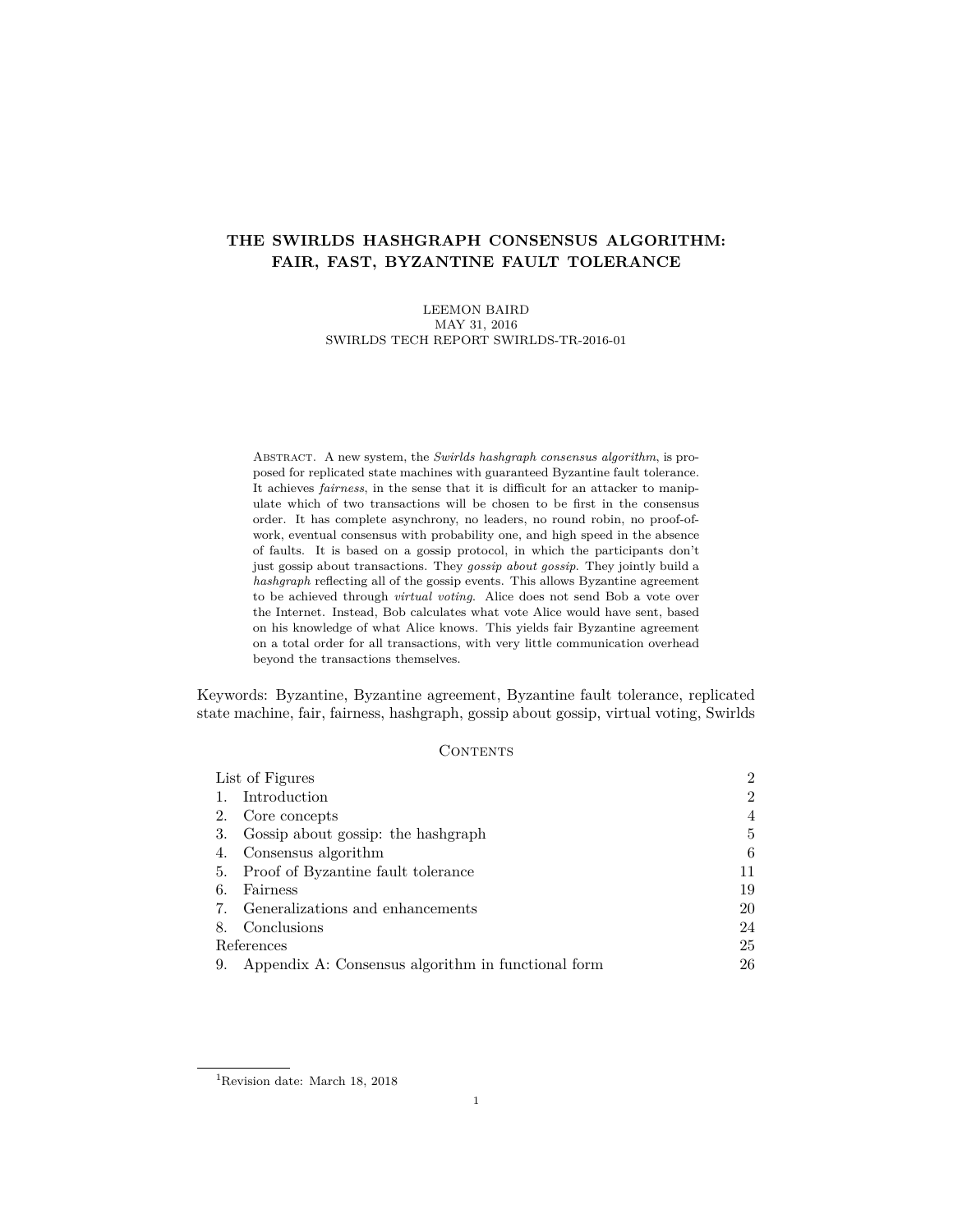# THE SWIRLDS HASHGRAPH CONSENSUS ALGORITHM: FAIR, FAST, BYZANTINE FAULT TOLERANCE

LEEMON BAIRD
MAY 31, 2016
SWIRLDS TECH REPORT SWIRLDS-TR-2016-01

Abstract. A new system, the *Swirlds hashgraph consensus algorithm*, is proposed for replicated state machines with guaranteed Byzantine fault tolerance. It achieves *fairness*, in the sense that it is difficult for an attacker to manipulate which of two transactions will be chosen to be first in the consensus order. It has complete asynchrony, no leaders, no round robin, no proof-of-work, eventual consensus with probability one, and high speed in the absence of faults. It is based on a gossip protocol, in which the participants don't just gossip about transactions. They *gossip about gossip*. They jointly build a *hashgraph* reflecting all of the gossip events. This allows Byzantine agreement to be achieved through *virtual voting*. Alice does not send Bob a vote over the Internet. Instead, Bob calculates what vote Alice would have sent, based on his knowledge of what Alice knows. This yields fair Byzantine agreement on a total order for all transactions, with very little communication overhead beyond the transactions themselves.

Keywords: Byzantine, Byzantine agreement, Byzantine fault tolerance, replicated state machine, fair, fairness, hashgraph, gossip about gossip, virtual voting, Swirlds

## Contents

| | |
|---|---|
| List of Figures | 2 |
| 1. Introduction | 2 |
| 2. Core concepts | 4 |
| 3. Gossip about gossip: the hashgraph | 5 |
| 4. Consensus algorithm | 6 |
| 5. Proof of Byzantine fault tolerance | 11 |
| 6. Fairness | 19 |
| 7. Generalizations and enhancements | 20 |
| 8. Conclusions | 24 |
| References | 25 |
| 9. Appendix A: Consensus algorithm in functional form | 26 |

[1] Revision date: March 18, 2018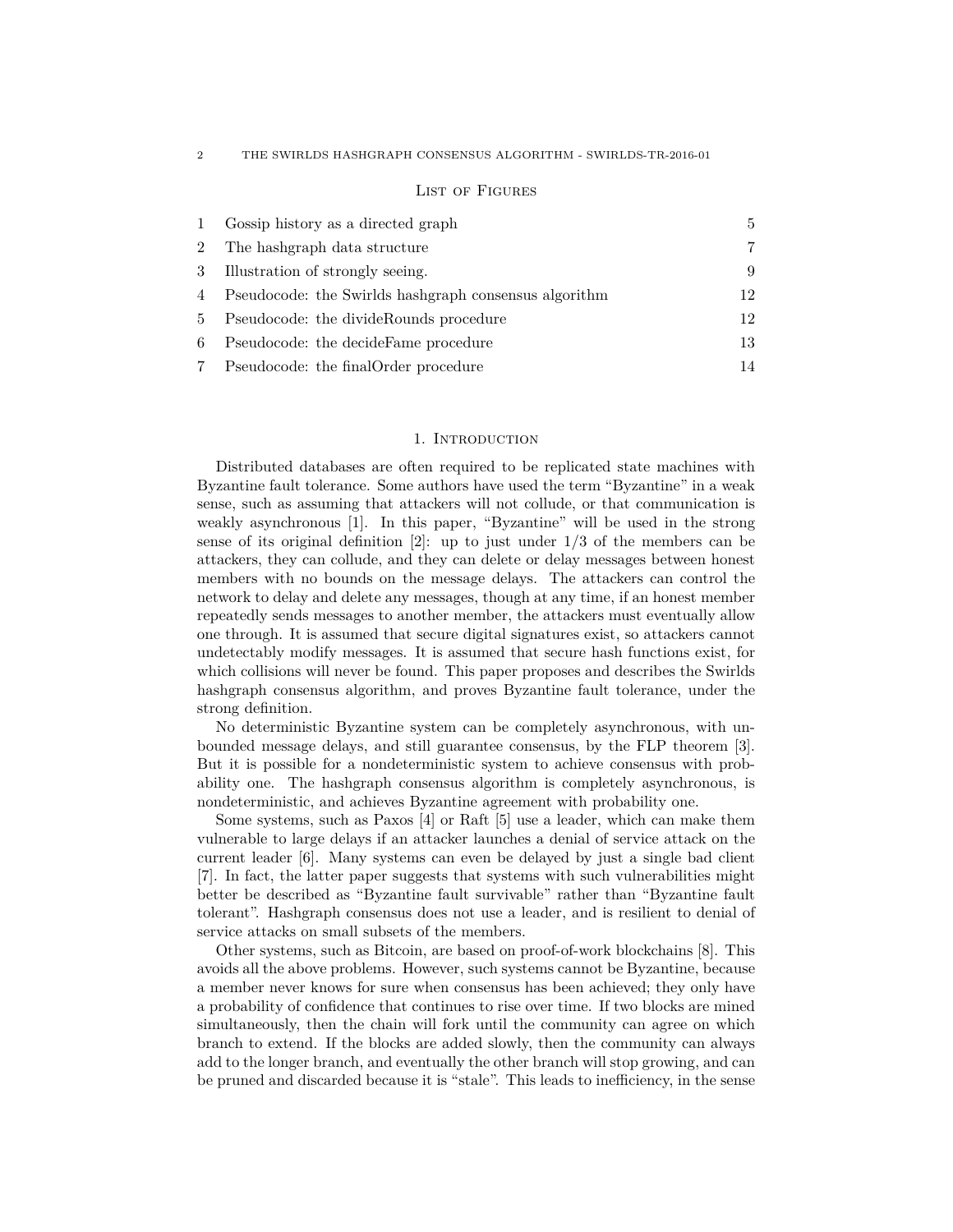## List of Figures

| | | |
|---|---|---|
| 1 | Gossip history as a directed graph | 5 |
| 2 | The hashgraph data structure | 7 |
| 3 | Illustration of strongly seeing. | 9 |
| 4 | Pseudocode: the Swirlds hashgraph consensus algorithm | 12 |
| 5 | Pseudocode: the divideRounds procedure | 12 |
| 6 | Pseudocode: the decideFame procedure | 13 |
| 7 | Pseudocode: the finalOrder procedure | 14 |

## 1. Introduction

Distributed databases are often required to be replicated state machines with Byzantine fault tolerance. Some authors have used the term "Byzantine" in a weak sense, such as assuming that attackers will not collude, or that communication is weakly asynchronous [1]. In this paper, "Byzantine" will be used in the strong sense of its original definition [2]: up to just under 1/3 of the members can be attackers, they can collude, and they can delete or delay messages between honest members with no bounds on the message delays. The attackers can control the network to delay and delete any messages, though at any time, if an honest member repeatedly sends messages to another member, the attackers must eventually allow one through. It is assumed that secure digital signatures exist, so attackers cannot undetectably modify messages. It is assumed that secure hash functions exist, for which collisions will never be found. This paper proposes and describes the Swirlds hashgraph consensus algorithm, and proves Byzantine fault tolerance, under the strong definition.

No deterministic Byzantine system can be completely asynchronous, with unbounded message delays, and still guarantee consensus, by the FLP theorem [3]. But it is possible for a nondeterministic system to achieve consensus with probability one. The hashgraph consensus algorithm is completely asynchronous, is nondeterministic, and achieves Byzantine agreement with probability one.

Some systems, such as Paxos [4] or Raft [5] use a leader, which can make them vulnerable to large delays if an attacker launches a denial of service attack on the current leader [6]. Many systems can even be delayed by just a single bad client [7]. In fact, the latter paper suggests that systems with such vulnerabilities might better be described as "Byzantine fault survivable" rather than "Byzantine fault tolerant". Hashgraph consensus does not use a leader, and is resilient to denial of service attacks on small subsets of the members.

Other systems, such as Bitcoin, are based on proof-of-work blockchains [8]. This avoids all the above problems. However, such systems cannot be Byzantine, because a member never knows for sure when consensus has been achieved; they only have a probability of confidence that continues to rise over time. If two blocks are mined simultaneously, then the chain will fork until the community can agree on which branch to extend. If the blocks are added slowly, then the community can always add to the longer branch, and eventually the other branch will stop growing, and can be pruned and discarded because it is "stale". This leads to inefficiency, in the sense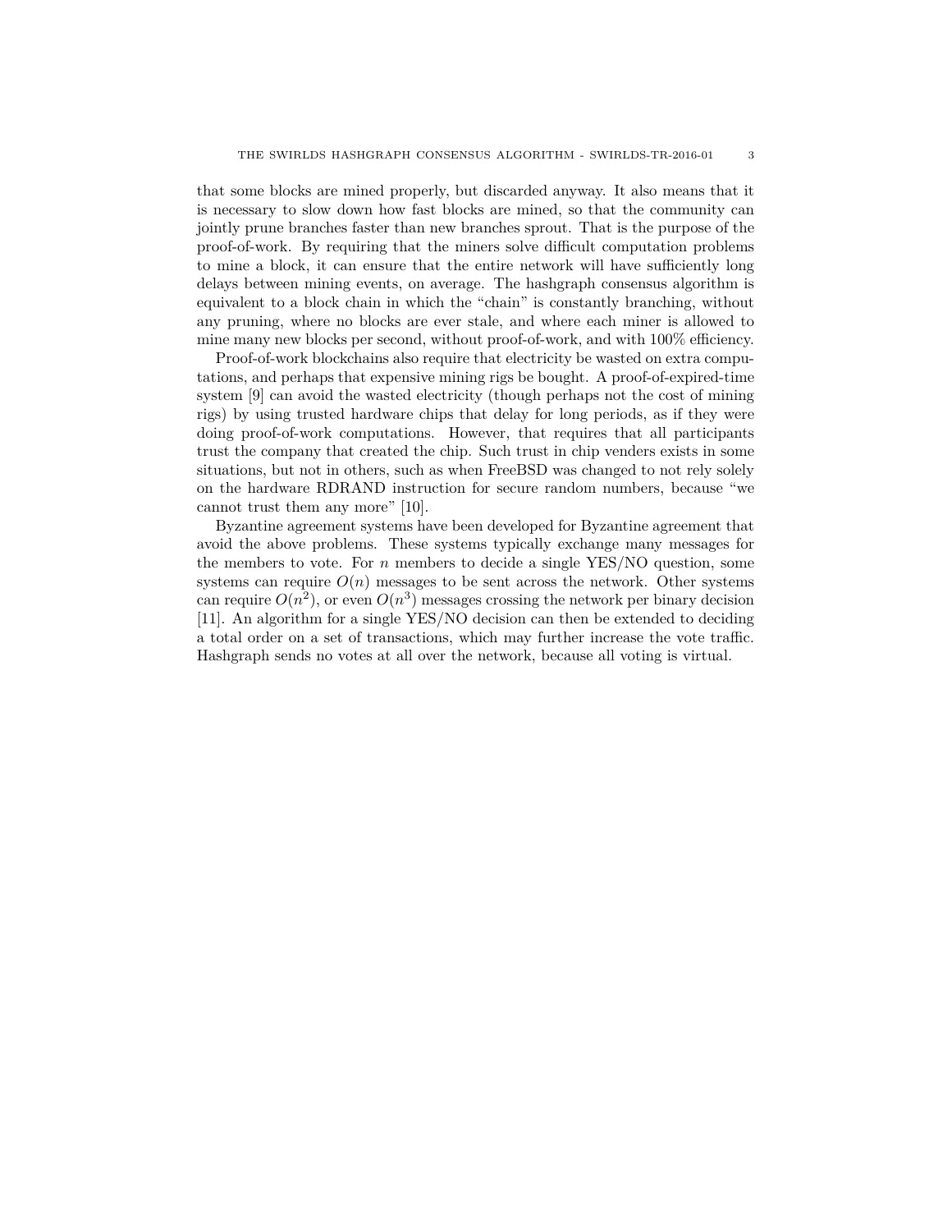that some blocks are mined properly, but discarded anyway. It also means that it is necessary to slow down how fast blocks are mined, so that the community can jointly prune branches faster than new branches sprout. That is the purpose of the proof-of-work. By requiring that the miners solve difficult computation problems to mine a block, it can ensure that the entire network will have sufficiently long delays between mining events, on average. The hashgraph consensus algorithm is equivalent to a block chain in which the "chain" is constantly branching, without any pruning, where no blocks are ever stale, and where each miner is allowed to mine many new blocks per second, without proof-of-work, and with 100% efficiency.

Proof-of-work blockchains also require that electricity be wasted on extra computations, and perhaps that expensive mining rigs be bought. A proof-of-expired-time system [9] can avoid the wasted electricity (though perhaps not the cost of mining rigs) by using trusted hardware chips that delay for long periods, as if they were doing proof-of-work computations. However, that requires that all participants trust the company that created the chip. Such trust in chip venders exists in some situations, but not in others, such as when FreeBSD was changed to not rely solely on the hardware RDRAND instruction for secure random numbers, because "we cannot trust them any more" [10].

Byzantine agreement systems have been developed for Byzantine agreement that avoid the above problems. These systems typically exchange many messages for the members to vote. For $n$ members to decide a single YES/NO question, some systems can require $O(n)$ messages to be sent across the network. Other systems can require $O(n^2)$, or even $O(n^3)$ messages crossing the network per binary decision [11]. An algorithm for a single YES/NO decision can then be extended to deciding a total order on a set of transactions, which may further increase the vote traffic. Hashgraph sends no votes at all over the network, because all voting is virtual.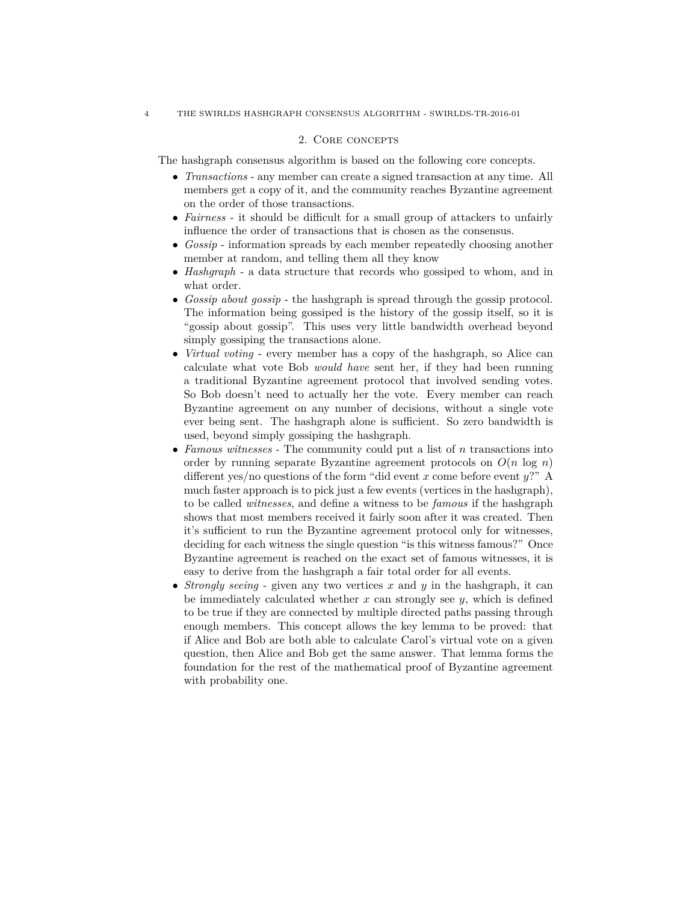## 2. Core concepts

The hashgraph consensus algorithm is based on the following core concepts.

- *Transactions* - any member can create a signed transaction at any time. All members get a copy of it, and the community reaches Byzantine agreement on the order of those transactions.
- *Fairness* - it should be difficult for a small group of attackers to unfairly influence the order of transactions that is chosen as the consensus.
- *Gossip* - information spreads by each member repeatedly choosing another member at random, and telling them all they know
- *Hashgraph* - a data structure that records who gossiped to whom, and in what order.
- *Gossip about gossip* - the hashgraph is spread through the gossip protocol. The information being gossiped is the history of the gossip itself, so it is "gossip about gossip". This uses very little bandwidth overhead beyond simply gossiping the transactions alone.
- *Virtual voting* - every member has a copy of the hashgraph, so Alice can calculate what vote Bob *would have* sent her, if they had been running a traditional Byzantine agreement protocol that involved sending votes. So Bob doesn't need to actually her the vote. Every member can reach Byzantine agreement on any number of decisions, without a single vote ever being sent. The hashgraph alone is sufficient. So zero bandwidth is used, beyond simply gossiping the hashgraph.
- *Famous witnesses* - The community could put a list of $n$ transactions into order by running separate Byzantine agreement protocols on $O(n \log n)$ different yes/no questions of the form "did event $x$ come before event $y$?" A much faster approach is to pick just a few events (vertices in the hashgraph), to be called *witnesses*, and define a witness to be *famous* if the hashgraph shows that most members received it fairly soon after it was created. Then it's sufficient to run the Byzantine agreement protocol only for witnesses, deciding for each witness the single question "is this witness famous?" Once Byzantine agreement is reached on the exact set of famous witnesses, it is easy to derive from the hashgraph a fair total order for all events.
- *Strongly seeing* - given any two vertices $x$ and $y$ in the hashgraph, it can be immediately calculated whether $x$ can strongly see $y$, which is defined to be true if they are connected by multiple directed paths passing through enough members. This concept allows the key lemma to be proved: that if Alice and Bob are both able to calculate Carol's virtual vote on a given question, then Alice and Bob get the same answer. That lemma forms the foundation for the rest of the mathematical proof of Byzantine agreement with probability one.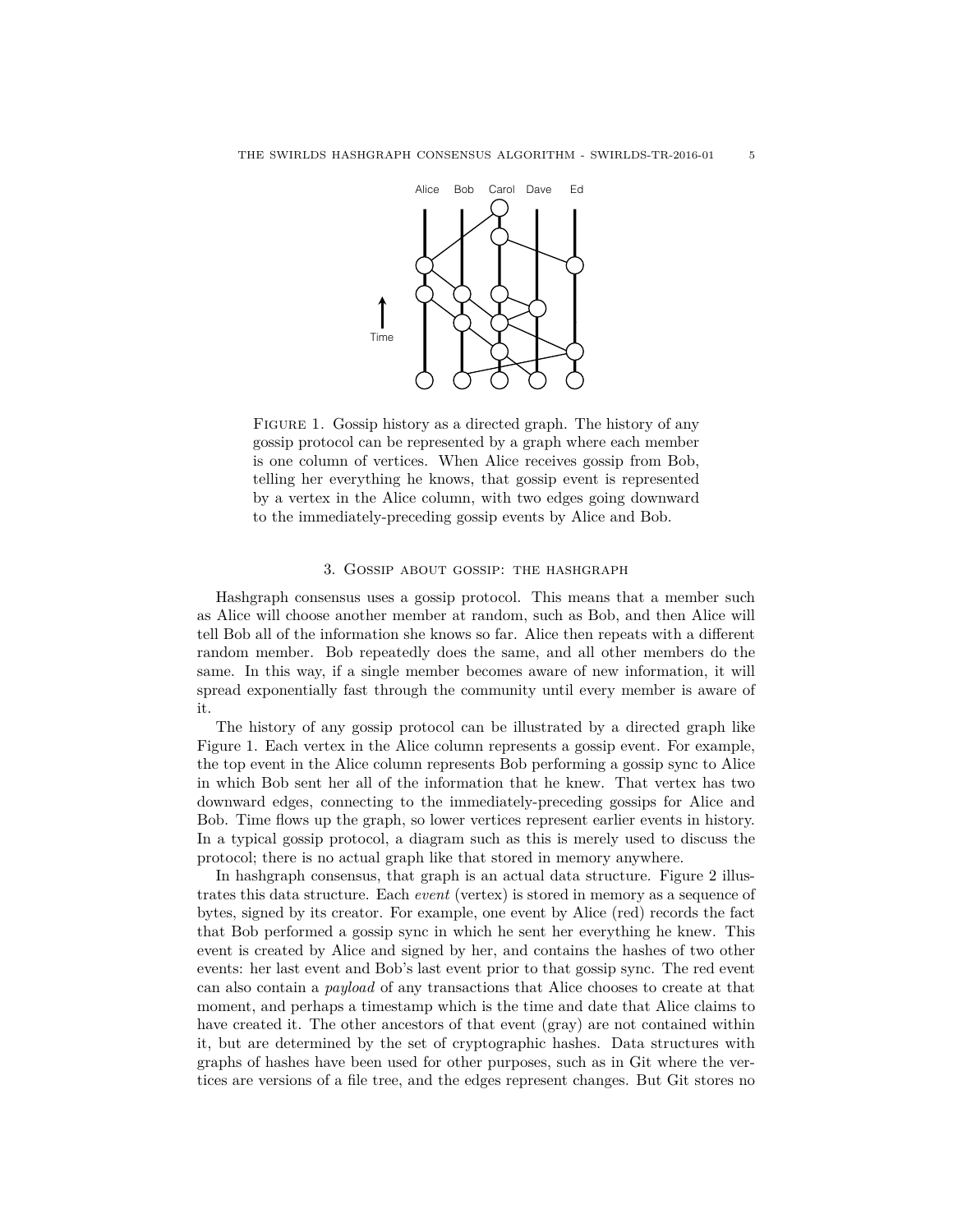FIGURE 1. Gossip history as a directed graph. The history of any gossip protocol can be represented by a graph where each member is one column of vertices. When Alice receives gossip from Bob, telling her everything he knows, that gossip event is represented by a vertex in the Alice column, with two edges going downward to the immediately-preceding gossip events by Alice and Bob.

## 3. Gossip about gossip: the hashgraph

Hashgraph consensus uses a gossip protocol. This means that a member such as Alice will choose another member at random, such as Bob, and then Alice will tell Bob all of the information she knows so far. Alice then repeats with a different random member. Bob repeatedly does the same, and all other members do the same. In this way, if a single member becomes aware of new information, it will spread exponentially fast through the community until every member is aware of it.

The history of any gossip protocol can be illustrated by a directed graph like Figure 1. Each vertex in the Alice column represents a gossip event. For example, the top event in the Alice column represents Bob performing a gossip sync to Alice in which Bob sent her all of the information that he knew. That vertex has two downward edges, connecting to the immediately-preceding gossips for Alice and Bob. Time flows up the graph, so lower vertices represent earlier events in history. In a typical gossip protocol, a diagram such as this is merely used to discuss the protocol; there is no actual graph like that stored in memory anywhere.

In hashgraph consensus, that graph is an actual data structure. Figure 2 illustrates this data structure. Each *event* (vertex) is stored in memory as a sequence of bytes, signed by its creator. For example, one event by Alice (red) records the fact that Bob performed a gossip sync in which he sent her everything he knew. This event is created by Alice and signed by her, and contains the hashes of two other events: her last event and Bob's last event prior to that gossip sync. The red event can also contain a *payload* of any transactions that Alice chooses to create at that moment, and perhaps a timestamp which is the time and date that Alice claims to have created it. The other ancestors of that event (gray) are not contained within it, but are determined by the set of cryptographic hashes. Data structures with graphs of hashes have been used for other purposes, such as in Git where the vertices are versions of a file tree, and the edges represent changes. But Git stores no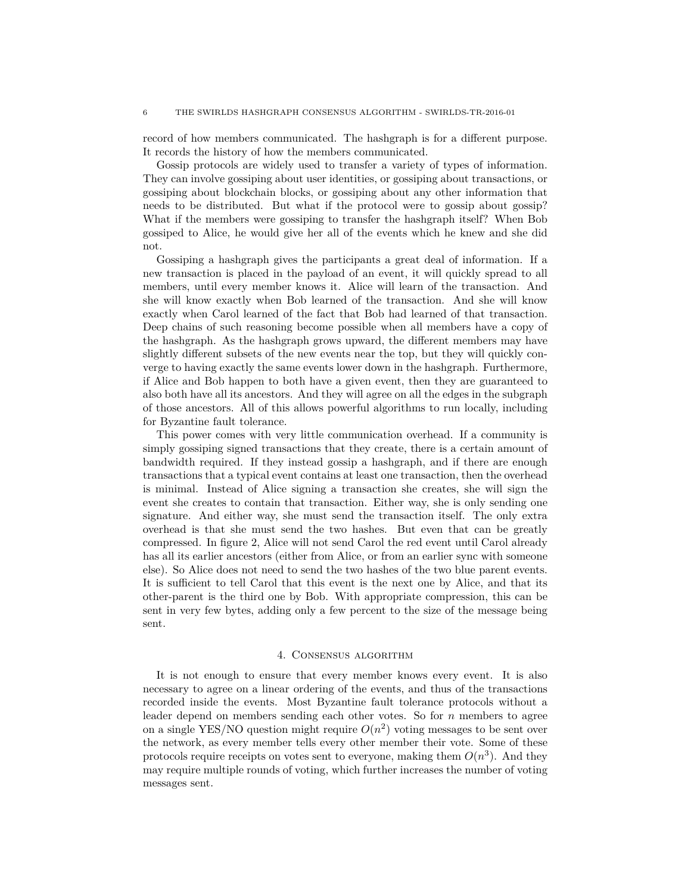record of how members communicated. The hashgraph is for a different purpose. It records the history of how the members communicated.

Gossip protocols are widely used to transfer a variety of types of information. They can involve gossiping about user identities, or gossiping about transactions, or gossiping about blockchain blocks, or gossiping about any other information that needs to be distributed. But what if the protocol were to gossip about gossip? What if the members were gossiping to transfer the hashgraph itself? When Bob gossiped to Alice, he would give her all of the events which he knew and she did not.

Gossiping a hashgraph gives the participants a great deal of information. If a new transaction is placed in the payload of an event, it will quickly spread to all members, until every member knows it. Alice will learn of the transaction. And she will know exactly when Bob learned of the transaction. And she will know exactly when Carol learned of the fact that Bob had learned of that transaction. Deep chains of such reasoning become possible when all members have a copy of the hashgraph. As the hashgraph grows upward, the different members may have slightly different subsets of the new events near the top, but they will quickly converge to having exactly the same events lower down in the hashgraph. Furthermore, if Alice and Bob happen to both have a given event, then they are guaranteed to also both have all its ancestors. And they will agree on all the edges in the subgraph of those ancestors. All of this allows powerful algorithms to run locally, including for Byzantine fault tolerance.

This power comes with very little communication overhead. If a community is simply gossiping signed transactions that they create, there is a certain amount of bandwidth required. If they instead gossip a hashgraph, and if there are enough transactions that a typical event contains at least one transaction, then the overhead is minimal. Instead of Alice signing a transaction she creates, she will sign the event she creates to contain that transaction. Either way, she is only sending one signature. And either way, she must send the transaction itself. The only extra overhead is that she must send the two hashes. But even that can be greatly compressed. In figure 2, Alice will not send Carol the red event until Carol already has all its earlier ancestors (either from Alice, or from an earlier sync with someone else). So Alice does not need to send the two hashes of the two blue parent events. It is sufficient to tell Carol that this event is the next one by Alice, and that its other-parent is the third one by Bob. With appropriate compression, this can be sent in very few bytes, adding only a few percent to the size of the message being sent.

## 4. Consensus algorithm

It is not enough to ensure that every member knows every event. It is also necessary to agree on a linear ordering of the events, and thus of the transactions recorded inside the events. Most Byzantine fault tolerance protocols without a leader depend on members sending each other votes. So for $n$ members to agree on a single YES/NO question might require $O(n^2)$ voting messages to be sent over the network, as every member tells every other member their vote. Some of these protocols require receipts on votes sent to everyone, making them $O(n^3)$. And they may require multiple rounds of voting, which further increases the number of voting messages sent.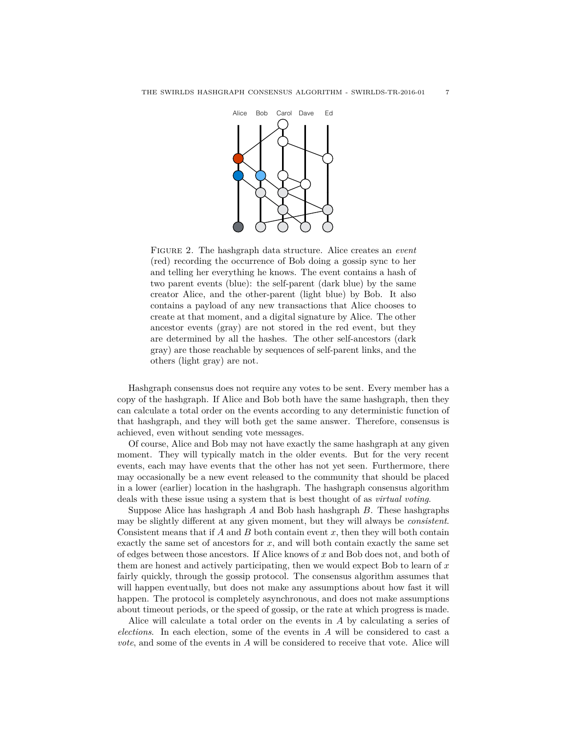Figure 2. The hashgraph data structure. Alice creates an *event* (red) recording the occurrence of Bob doing a gossip sync to her and telling her everything he knows. The event contains a hash of two parent events (blue): the self-parent (dark blue) by the same creator Alice, and the other-parent (light blue) by Bob. It also contains a payload of any new transactions that Alice chooses to create at that moment, and a digital signature by Alice. The other ancestor events (gray) are not stored in the red event, but they are determined by all the hashes. The other self-ancestors (dark gray) are those reachable by sequences of self-parent links, and the others (light gray) are not.

Hashgraph consensus does not require any votes to be sent. Every member has a copy of the hashgraph. If Alice and Bob both have the same hashgraph, then they can calculate a total order on the events according to any deterministic function of that hashgraph, and they will both get the same answer. Therefore, consensus is achieved, even without sending vote messages.

Of course, Alice and Bob may not have exactly the same hashgraph at any given moment. They will typically match in the older events. But for the very recent events, each may have events that the other has not yet seen. Furthermore, there may occasionally be a new event released to the community that should be placed in a lower (earlier) location in the hashgraph. The hashgraph consensus algorithm deals with these issue using a system that is best thought of as *virtual voting*.

Suppose Alice has hashgraph $A$ and Bob hash hashgraph $B$. These hashgraphs may be slightly different at any given moment, but they will always be *consistent*. Consistent means that if $A$ and $B$ both contain event $x$, then they will both contain exactly the same set of ancestors for $x$, and will both contain exactly the same set of edges between those ancestors. If Alice knows of $x$ and Bob does not, and both of them are honest and actively participating, then we would expect Bob to learn of $x$ fairly quickly, through the gossip protocol. The consensus algorithm assumes that will happen eventually, but does not make any assumptions about how fast it will happen. The protocol is completely asynchronous, and does not make assumptions about timeout periods, or the speed of gossip, or the rate at which progress is made.

Alice will calculate a total order on the events in $A$ by calculating a series of *elections*. In each election, some of the events in $A$ will be considered to cast a *vote*, and some of the events in $A$ will be considered to receive that vote. Alice will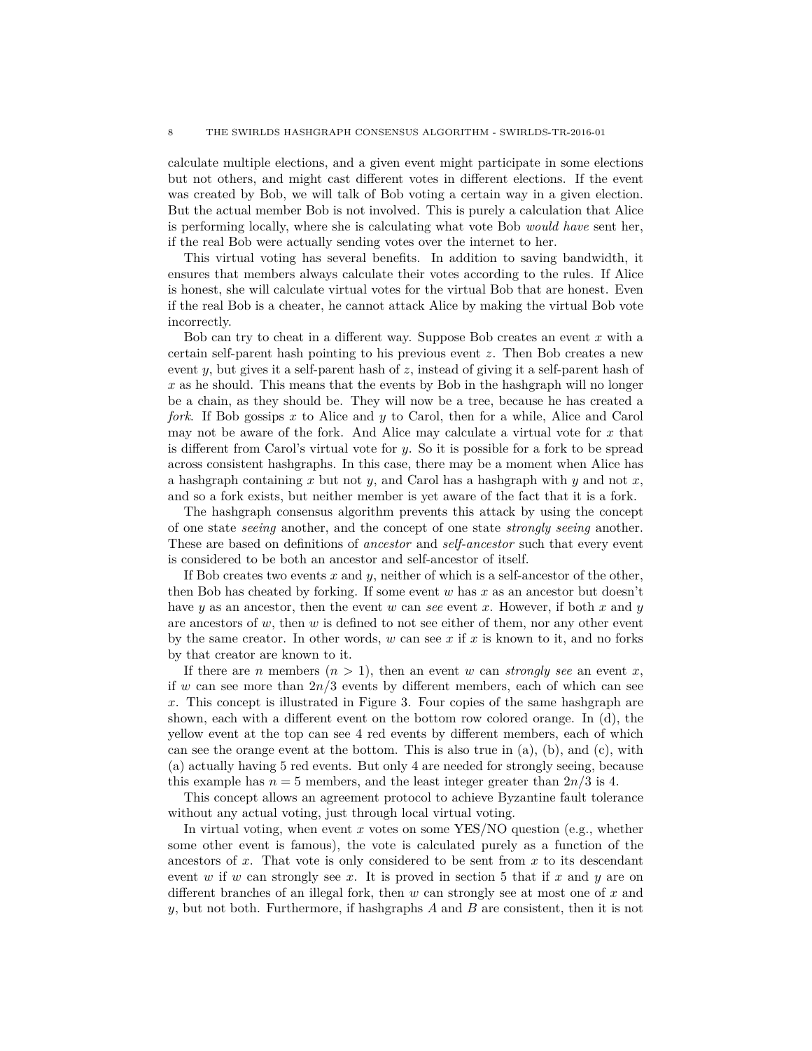calculate multiple elections, and a given event might participate in some elections but not others, and might cast different votes in different elections. If the event was created by Bob, we will talk of Bob voting a certain way in a given election. But the actual member Bob is not involved. This is purely a calculation that Alice is performing locally, where she is calculating what vote Bob *would have* sent her, if the real Bob were actually sending votes over the internet to her.

This virtual voting has several benefits. In addition to saving bandwidth, it ensures that members always calculate their votes according to the rules. If Alice is honest, she will calculate virtual votes for the virtual Bob that are honest. Even if the real Bob is a cheater, he cannot attack Alice by making the virtual Bob vote incorrectly.

Bob can try to cheat in a different way. Suppose Bob creates an event $x$ with a certain self-parent hash pointing to his previous event $z$. Then Bob creates a new event $y$, but gives it a self-parent hash of $z$, instead of giving it a self-parent hash of $x$ as he should. This means that the events by Bob in the hashgraph will no longer be a chain, as they should be. They will now be a tree, because he has created a *fork*. If Bob gossips $x$ to Alice and $y$ to Carol, then for a while, Alice and Carol may not be aware of the fork. And Alice may calculate a virtual vote for $x$ that is different from Carol's virtual vote for $y$. So it is possible for a fork to be spread across consistent hashgraphs. In this case, there may be a moment when Alice has a hashgraph containing $x$ but not $y$, and Carol has a hashgraph with $y$ and not $x$, and so a fork exists, but neither member is yet aware of the fact that it is a fork.

The hashgraph consensus algorithm prevents this attack by using the concept of one state *seeing* another, and the concept of one state *strongly seeing* another. These are based on definitions of *ancestor* and *self-ancestor* such that every event is considered to be both an ancestor and self-ancestor of itself.

If Bob creates two events $x$ and $y$, neither of which is a self-ancestor of the other, then Bob has cheated by forking. If some event $w$ has $x$ as an ancestor but doesn't have $y$ as an ancestor, then the event $w$ can *see* event $x$. However, if both $x$ and $y$ are ancestors of $w$, then $w$ is defined to not see either of them, nor any other event by the same creator. In other words, $w$ can see $x$ if $x$ is known to it, and no forks by that creator are known to it.

If there are $n$ members ($n > 1$), then an event $w$ can *strongly see* an event $x$, if $w$ can see more than $2n/3$ events by different members, each of which can see $x$. This concept is illustrated in Figure 3. Four copies of the same hashgraph are shown, each with a different event on the bottom row colored orange. In (d), the yellow event at the top can see 4 red events by different members, each of which can see the orange event at the bottom. This is also true in (a), (b), and (c), with (a) actually having 5 red events. But only 4 are needed for strongly seeing, because this example has $n = 5$ members, and the least integer greater than $2n/3$ is 4.

This concept allows an agreement protocol to achieve Byzantine fault tolerance without any actual voting, just through local virtual voting.

In virtual voting, when event $x$ votes on some YES/NO question (e.g., whether some other event is famous), the vote is calculated purely as a function of the ancestors of $x$. That vote is only considered to be sent from $x$ to its descendant event $w$ if $w$ can strongly see $x$. It is proved in section 5 that if $x$ and $y$ are on different branches of an illegal fork, then $w$ can strongly see at most one of $x$ and $y$, but not both. Furthermore, if hashgraphs $A$ and $B$ are consistent, then it is not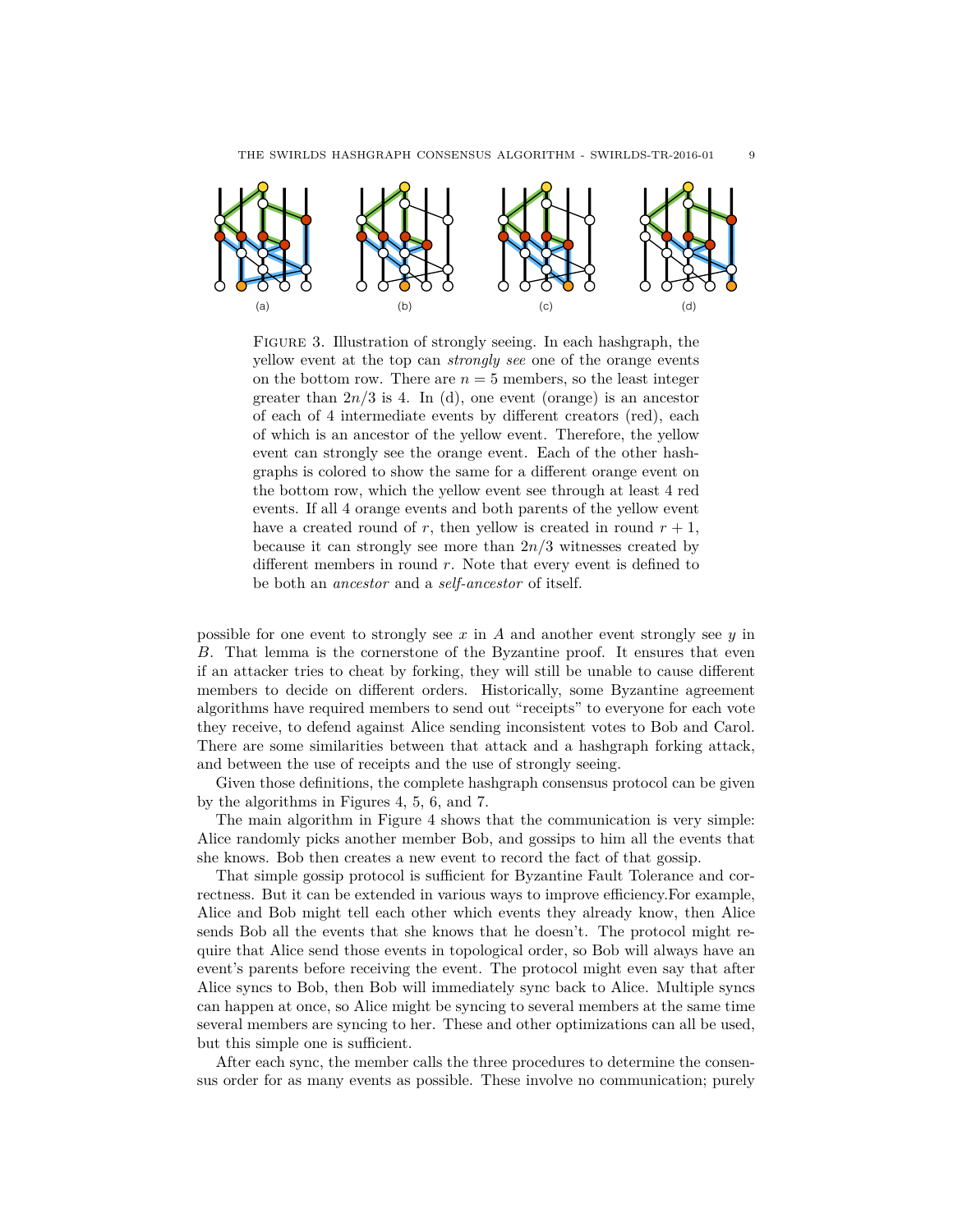FIGURE 3. Illustration of strongly seeing. In each hashgraph, the yellow event at the top can *strongly see* one of the orange events on the bottom row. There are $n = 5$ members, so the least integer greater than $2n/3$ is 4. In (d), one event (orange) is an ancestor of each of 4 intermediate events by different creators (red), each of which is an ancestor of the yellow event. Therefore, the yellow event can strongly see the orange event. Each of the other hashgraphs is colored to show the same for a different orange event on the bottom row, which the yellow event see through at least 4 red events. If all 4 orange events and both parents of the yellow event have a created round of $r$, then yellow is created in round $r + 1$, because it can strongly see more than $2n/3$ witnesses created by different members in round $r$. Note that every event is defined to be both an *ancestor* and a *self-ancestor* of itself.

possible for one event to strongly see $x$ in $A$ and another event strongly see $y$ in $B$. That lemma is the cornerstone of the Byzantine proof. It ensures that even if an attacker tries to cheat by forking, they will still be unable to cause different members to decide on different orders. Historically, some Byzantine agreement algorithms have required members to send out "receipts" to everyone for each vote they receive, to defend against Alice sending inconsistent votes to Bob and Carol. There are some similarities between that attack and a hashgraph forking attack, and between the use of receipts and the use of strongly seeing.

Given those definitions, the complete hashgraph consensus protocol can be given by the algorithms in Figures 4, 5, 6, and 7.

The main algorithm in Figure 4 shows that the communication is very simple: Alice randomly picks another member Bob, and gossips to him all the events that she knows. Bob then creates a new event to record the fact of that gossip.

That simple gossip protocol is sufficient for Byzantine Fault Tolerance and correctness. But it can be extended in various ways to improve efficiency.For example, Alice and Bob might tell each other which events they already know, then Alice sends Bob all the events that she knows that he doesn't. The protocol might require that Alice send those events in topological order, so Bob will always have an event's parents before receiving the event. The protocol might even say that after Alice syncs to Bob, then Bob will immediately sync back to Alice. Multiple syncs can happen at once, so Alice might be syncing to several members at the same time several members are syncing to her. These and other optimizations can all be used, but this simple one is sufficient.

After each sync, the member calls the three procedures to determine the consensus order for as many events as possible. These involve no communication; purely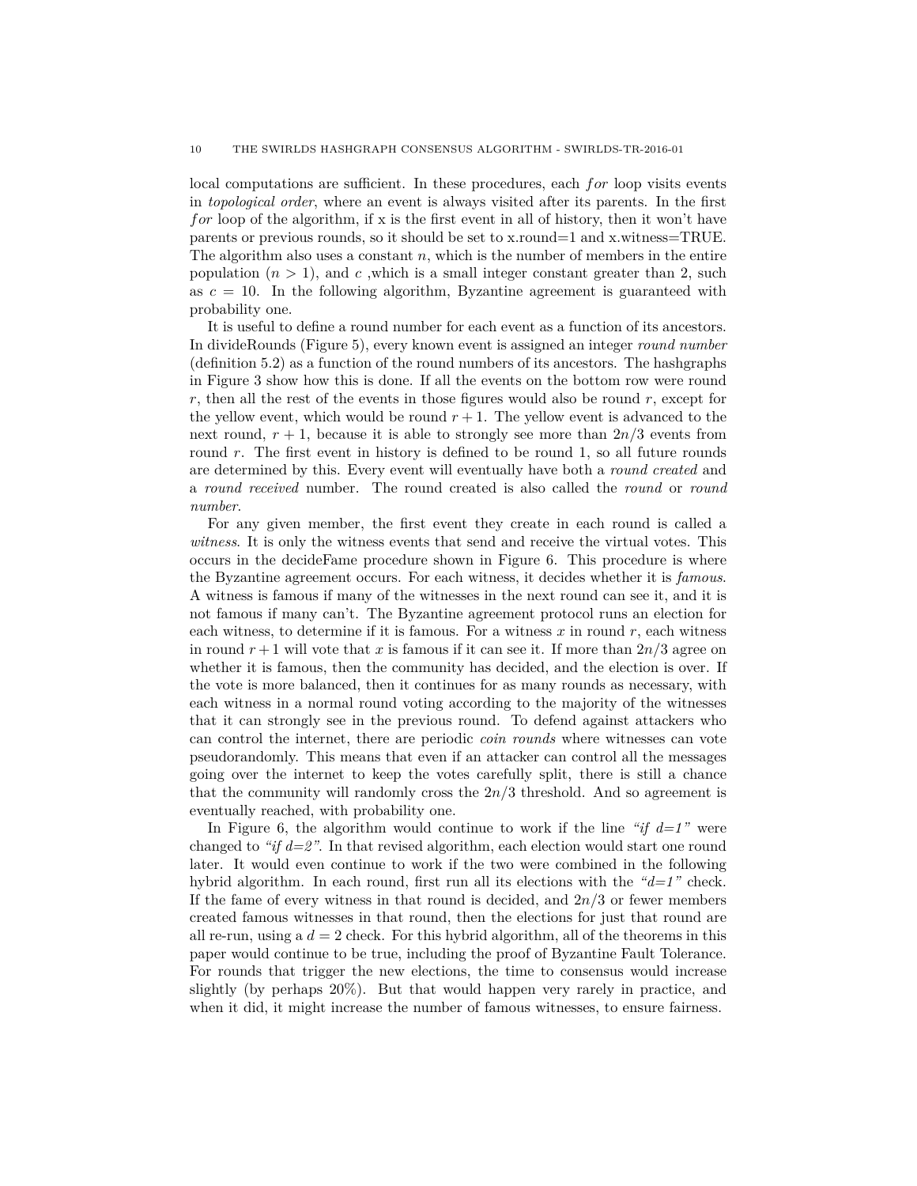local computations are sufficient. In these procedures, each *for* loop visits events in *topological order*, where an event is always visited after its parents. In the first *for* loop of the algorithm, if x is the first event in all of history, then it won't have parents or previous rounds, so it should be set to x.round=1 and x.witness=TRUE. The algorithm also uses a constant $n$, which is the number of members in the entire population ($n > 1$), and $c$ ,which is a small integer constant greater than 2, such as $c = 10$. In the following algorithm, Byzantine agreement is guaranteed with probability one.

It is useful to define a round number for each event as a function of its ancestors. In divideRounds (Figure 5), every known event is assigned an integer *round number* (definition 5.2) as a function of the round numbers of its ancestors. The hashgraphs in Figure 3 show how this is done. If all the events on the bottom row were round $r$, then all the rest of the events in those figures would also be round $r$, except for the yellow event, which would be round $r + 1$. The yellow event is advanced to the next round, $r + 1$, because it is able to strongly see more than $2n/3$ events from round $r$. The first event in history is defined to be round 1, so all future rounds are determined by this. Every event will eventually have both a *round created* and a *round received* number. The round created is also called the *round* or *round number*.

For any given member, the first event they create in each round is called a *witness*. It is only the witness events that send and receive the virtual votes. This occurs in the decideFame procedure shown in Figure 6. This procedure is where the Byzantine agreement occurs. For each witness, it decides whether it is *famous*. A witness is famous if many of the witnesses in the next round can see it, and it is not famous if many can't. The Byzantine agreement protocol runs an election for each witness, to determine if it is famous. For a witness $x$ in round $r$, each witness in round $r+1$ will vote that $x$ is famous if it can see it. If more than $2n/3$ agree on whether it is famous, then the community has decided, and the election is over. If the vote is more balanced, then it continues for as many rounds as necessary, with each witness in a normal round voting according to the majority of the witnesses that it can strongly see in the previous round. To defend against attackers who can control the internet, there are periodic *coin rounds* where witnesses can vote pseudorandomly. This means that even if an attacker can control all the messages going over the internet to keep the votes carefully split, there is still a chance that the community will randomly cross the $2n/3$ threshold. And so agreement is eventually reached, with probability one.

In Figure 6, the algorithm would continue to work if the line *"if d=1"* were changed to *"if d=2"*. In that revised algorithm, each election would start one round later. It would even continue to work if the two were combined in the following hybrid algorithm. In each round, first run all its elections with the *"d=1"* check. If the fame of every witness in that round is decided, and $2n/3$ or fewer members created famous witnesses in that round, then the elections for just that round are all re-run, using a $d = 2$ check. For this hybrid algorithm, all of the theorems in this paper would continue to be true, including the proof of Byzantine Fault Tolerance. For rounds that trigger the new elections, the time to consensus would increase slightly (by perhaps 20%). But that would happen very rarely in practice, and when it did, it might increase the number of famous witnesses, to ensure fairness.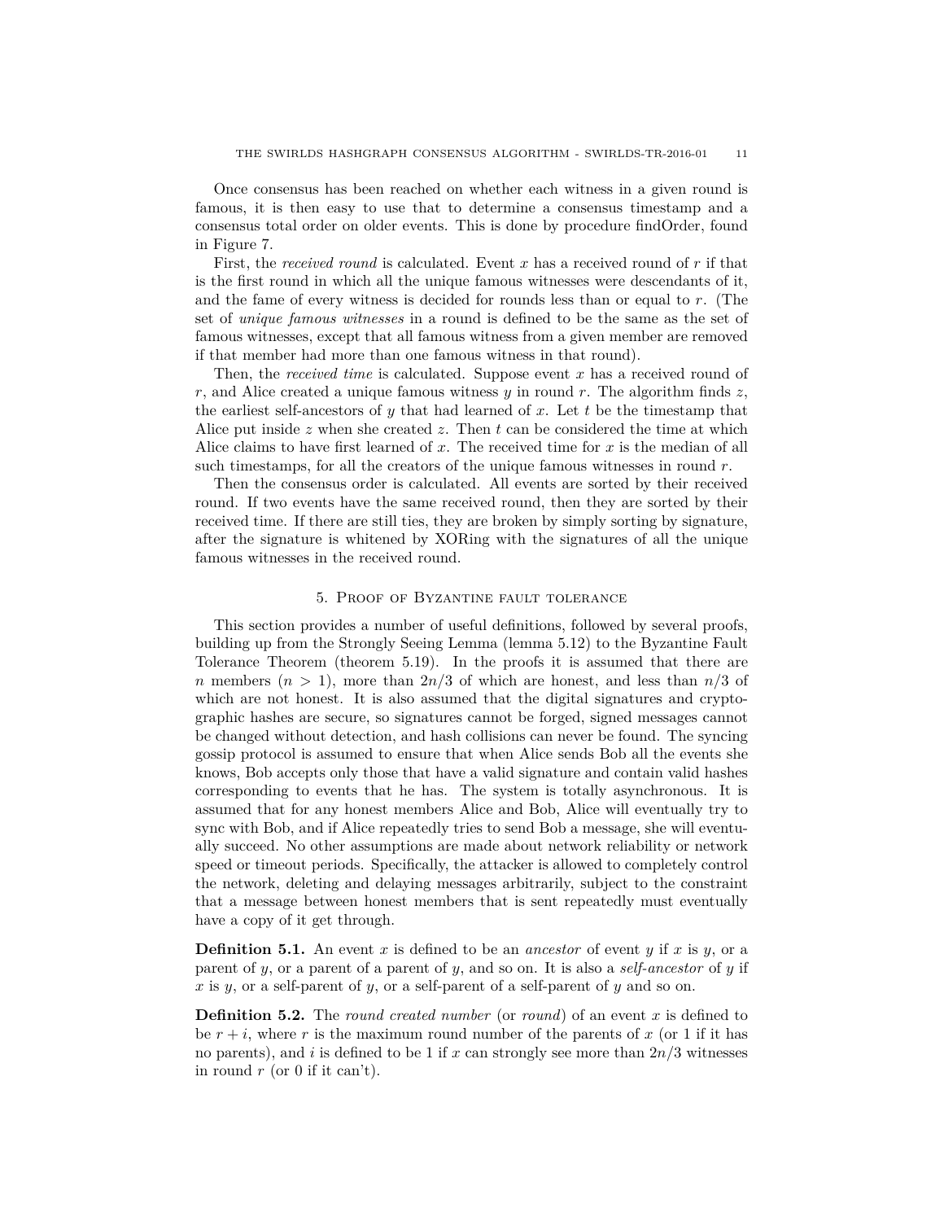Once consensus has been reached on whether each witness in a given round is famous, it is then easy to use that to determine a consensus timestamp and a consensus total order on older events. This is done by procedure findOrder, found in Figure 7.

First, the *received round* is calculated. Event $x$ has a received round of $r$ if that is the first round in which all the unique famous witnesses were descendants of it, and the fame of every witness is decided for rounds less than or equal to $r$. (The set of *unique famous witnesses* in a round is defined to be the same as the set of famous witnesses, except that all famous witness from a given member are removed if that member had more than one famous witness in that round).

Then, the *received time* is calculated. Suppose event $x$ has a received round of $r$, and Alice created a unique famous witness $y$ in round $r$. The algorithm finds $z$, the earliest self-ancestors of $y$ that had learned of $x$. Let $t$ be the timestamp that Alice put inside $z$ when she created $z$. Then $t$ can be considered the time at which Alice claims to have first learned of $x$. The received time for $x$ is the median of all such timestamps, for all the creators of the unique famous witnesses in round $r$.

Then the consensus order is calculated. All events are sorted by their received round. If two events have the same received round, then they are sorted by their received time. If there are still ties, they are broken by simply sorting by signature, after the signature is whitened by XORing with the signatures of all the unique famous witnesses in the received round.

## 5. Proof of Byzantine fault tolerance

This section provides a number of useful definitions, followed by several proofs, building up from the Strongly Seeing Lemma (lemma 5.12) to the Byzantine Fault Tolerance Theorem (theorem 5.19). In the proofs it is assumed that there are $n$ members ($n > 1$), more than $2n/3$ of which are honest, and less than $n/3$ of which are not honest. It is also assumed that the digital signatures and cryptographic hashes are secure, so signatures cannot be forged, signed messages cannot be changed without detection, and hash collisions can never be found. The syncing gossip protocol is assumed to ensure that when Alice sends Bob all the events she knows, Bob accepts only those that have a valid signature and contain valid hashes corresponding to events that he has. The system is totally asynchronous. It is assumed that for any honest members Alice and Bob, Alice will eventually try to sync with Bob, and if Alice repeatedly tries to send Bob a message, she will eventually succeed. No other assumptions are made about network reliability or network speed or timeout periods. Specifically, the attacker is allowed to completely control the network, deleting and delaying messages arbitrarily, subject to the constraint that a message between honest members that is sent repeatedly must eventually have a copy of it get through.

**Definition 5.1.** An event $x$ is defined to be an *ancestor* of event $y$ if $x$ is $y$, or a parent of $y$, or a parent of a parent of $y$, and so on. It is also a *self-ancestor* of $y$ if $x$ is $y$, or a self-parent of $y$, or a self-parent of a self-parent of $y$ and so on.

**Definition 5.2.** The *round created number* (or *round*) of an event $x$ is defined to be $r + i$, where $r$ is the maximum round number of the parents of $x$ (or 1 if it has no parents), and $i$ is defined to be 1 if $x$ can strongly see more than $2n/3$ witnesses in round $r$ (or 0 if it can't).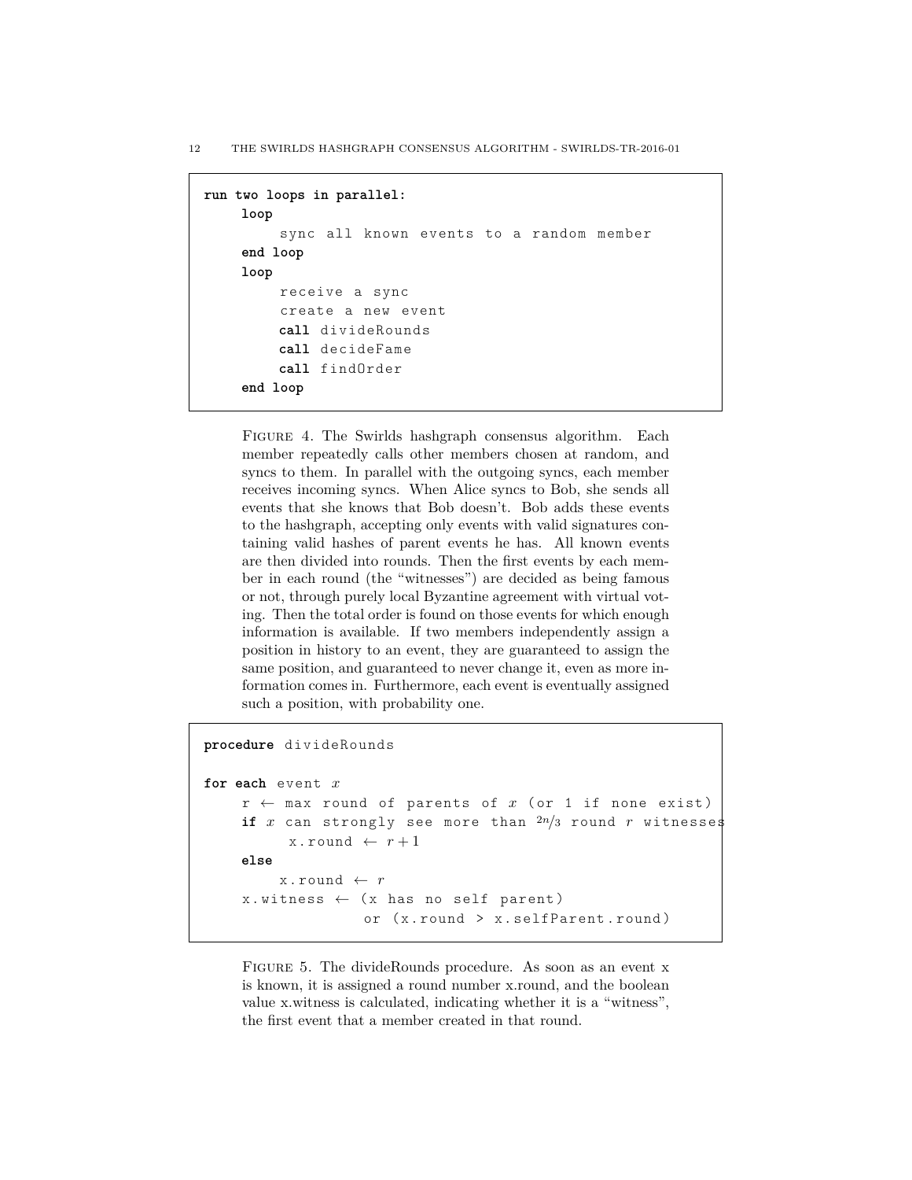```
run two loops in parallel:
    loop
        sync all known events to a random member
    end loop
    loop
        receive a sync
        create a new event
        call divideRounds
        call decideFame
        call findOrder
    end loop
```

Figure 4. The Swirlds hashgraph consensus algorithm. Each member repeatedly calls other members chosen at random, and syncs to them. In parallel with the outgoing syncs, each member receives incoming syncs. When Alice syncs to Bob, she sends all events that she knows that Bob doesn't. Bob adds these events to the hashgraph, accepting only events with valid signatures containing valid hashes of parent events he has. All known events are then divided into rounds. Then the first events by each member in each round (the "witnesses") are decided as being famous or not, through purely local Byzantine agreement with virtual voting. Then the total order is found on those events for which enough information is available. If two members independently assign a position in history to an event, they are guaranteed to assign the same position, and guaranteed to never change it, even as more information comes in. Furthermore, each event is eventually assigned such a position, with probability one.

```
procedure divideRounds

for each event x
    r ← max round of parents of x (or 1 if none exist)
    if x can strongly see more than 2n/3 round r witnesses
        x.round ← r+1
    else
        x.round ← r
    x.witness ← (x has no self parent)
                 or (x.round > x.selfParent.round)
```

Figure 5. The divideRounds procedure. As soon as an event x is known, it is assigned a round number x.round, and the boolean value x.witness is calculated, indicating whether it is a "witness", the first event that a member created in that round.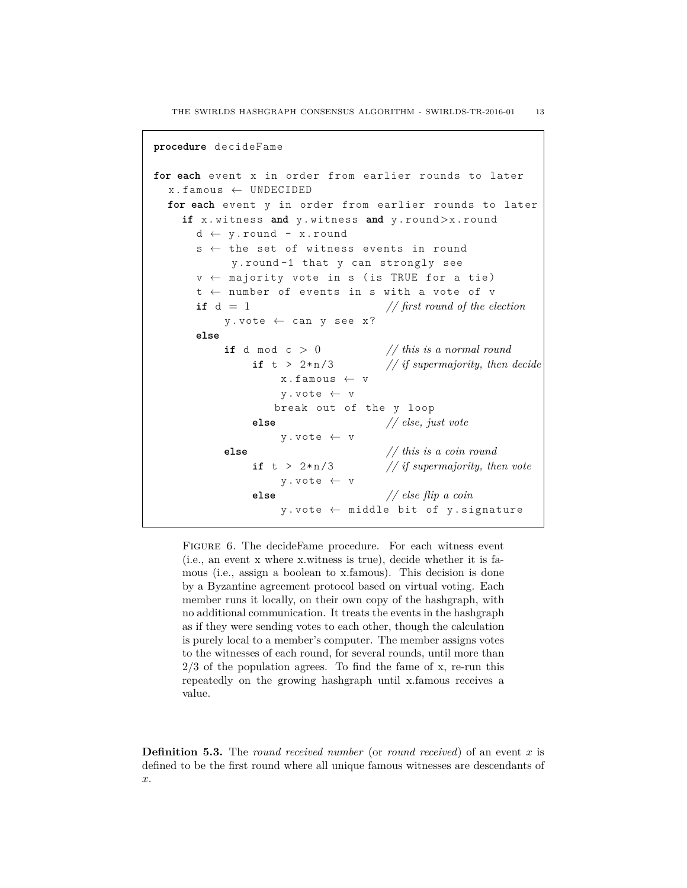```
procedure decideFame

for each event x in order from earlier rounds to later
  x.famous ← UNDECIDED
  for each event y in order from earlier rounds to later
    if x.witness and y.witness and y.round>x.round
      d ← y.round - x.round
      s ← the set of witness events in round
           y.round-1 that y can strongly see
      v ← majority vote in s (is TRUE for a tie)
      t ← number of events in s with a vote of v
      if d = 1                       // first round of the election
          y.vote ← can y see x?
      else
          if d mod c > 0             // this is a normal round
              if t > 2*n/3           // if supermajority, then decide
                  x.famous ← v
                  y.vote ← v
                 break out of the y loop
              else                   // else, just vote
                  y.vote ← v
          else                       // this is a coin round
              if t > 2*n/3           // if supermajority, then vote
                  y.vote ← v
              else                   // else flip a coin
                  y.vote ← middle bit of y.signature
```

Figure 6. The decideFame procedure. For each witness event (i.e., an event x where x.witness is true), decide whether it is famous (i.e., assign a boolean to x.famous). This decision is done by a Byzantine agreement protocol based on virtual voting. Each member runs it locally, on their own copy of the hashgraph, with no additional communication. It treats the events in the hashgraph as if they were sending votes to each other, though the calculation is purely local to a member's computer. The member assigns votes to the witnesses of each round, for several rounds, until more than 2/3 of the population agrees. To find the fame of x, re-run this repeatedly on the growing hashgraph until x.famous receives a value.

**Definition 5.3.** The *round received number* (or *round received*) of an event $x$ is defined to be the first round where all unique famous witnesses are descendants of $x$.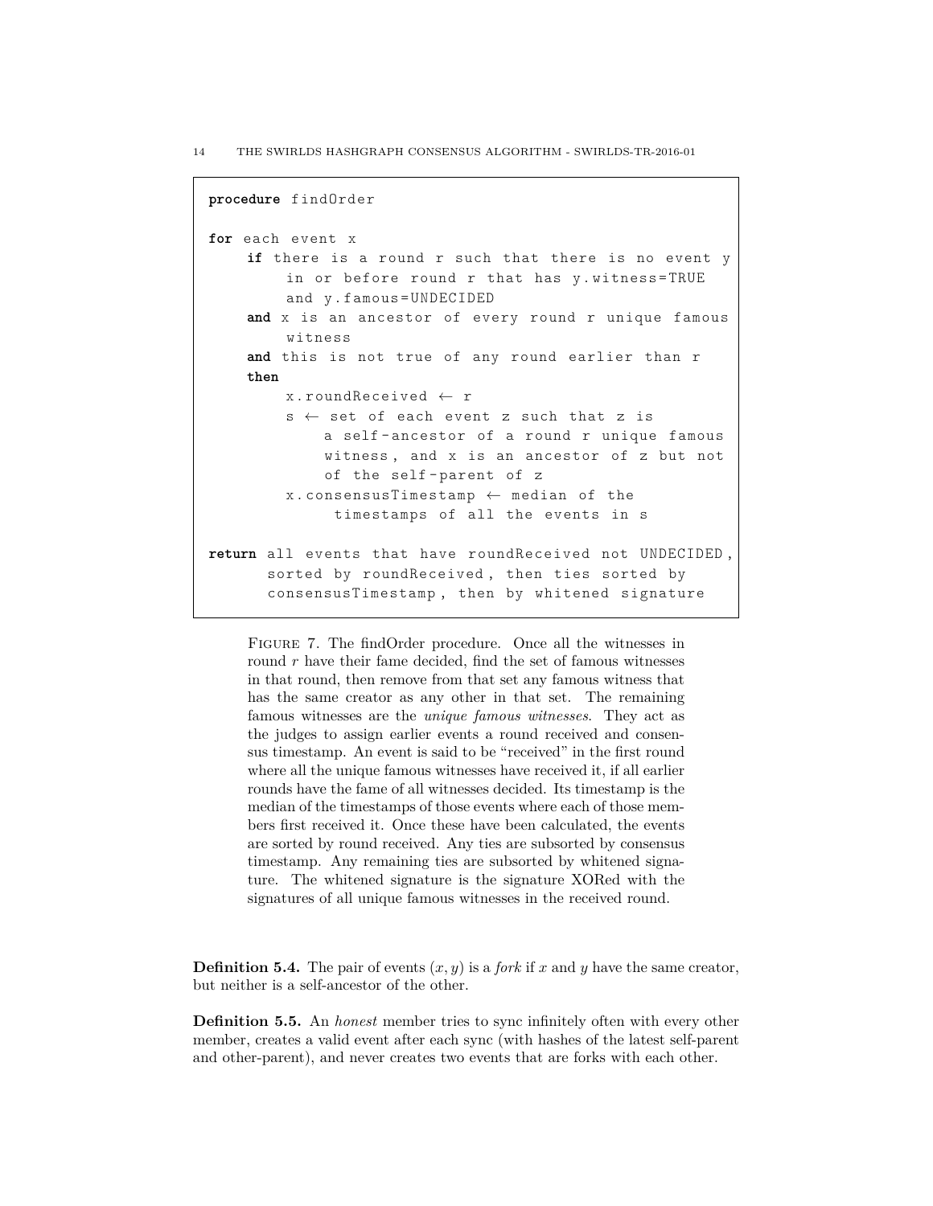```
procedure findOrder

for each event x
    if there is a round r such that there is no event y
        in or before round r that has y.witness=TRUE
        and y.famous=UNDECIDED
    and x is an ancestor of every round r unique famous
        witness
    and this is not true of any round earlier than r
    then
        x.roundReceived ← r
        s ← set of each event z such that z is
            a self-ancestor of a round r unique famous
            witness, and x is an ancestor of z but not
            of the self-parent of z
        x.consensusTimestamp ← median of the
             timestamps of all the events in s

return all events that have roundReceived not UNDECIDED,
      sorted by roundReceived, then ties sorted by
      consensusTimestamp, then by whitened signature
```

Figure 7. The findOrder procedure. Once all the witnesses in round $r$ have their fame decided, find the set of famous witnesses in that round, then remove from that set any famous witness that has the same creator as any other in that set. The remaining famous witnesses are the *unique famous witnesses*. They act as the judges to assign earlier events a round received and consensus timestamp. An event is said to be "received" in the first round where all the unique famous witnesses have received it, if all earlier rounds have the fame of all witnesses decided. Its timestamp is the median of the timestamps of those events where each of those members first received it. Once these have been calculated, the events are sorted by round received. Any ties are subsorted by consensus timestamp. Any remaining ties are subsorted by whitened signature. The whitened signature is the signature XORed with the signatures of all unique famous witnesses in the received round.

**Definition 5.4.** The pair of events $(x, y)$ is a *fork* if $x$ and $y$ have the same creator, but neither is a self-ancestor of the other.

**Definition 5.5.** An *honest* member tries to sync infinitely often with every other member, creates a valid event after each sync (with hashes of the latest self-parent and other-parent), and never creates two events that are forks with each other.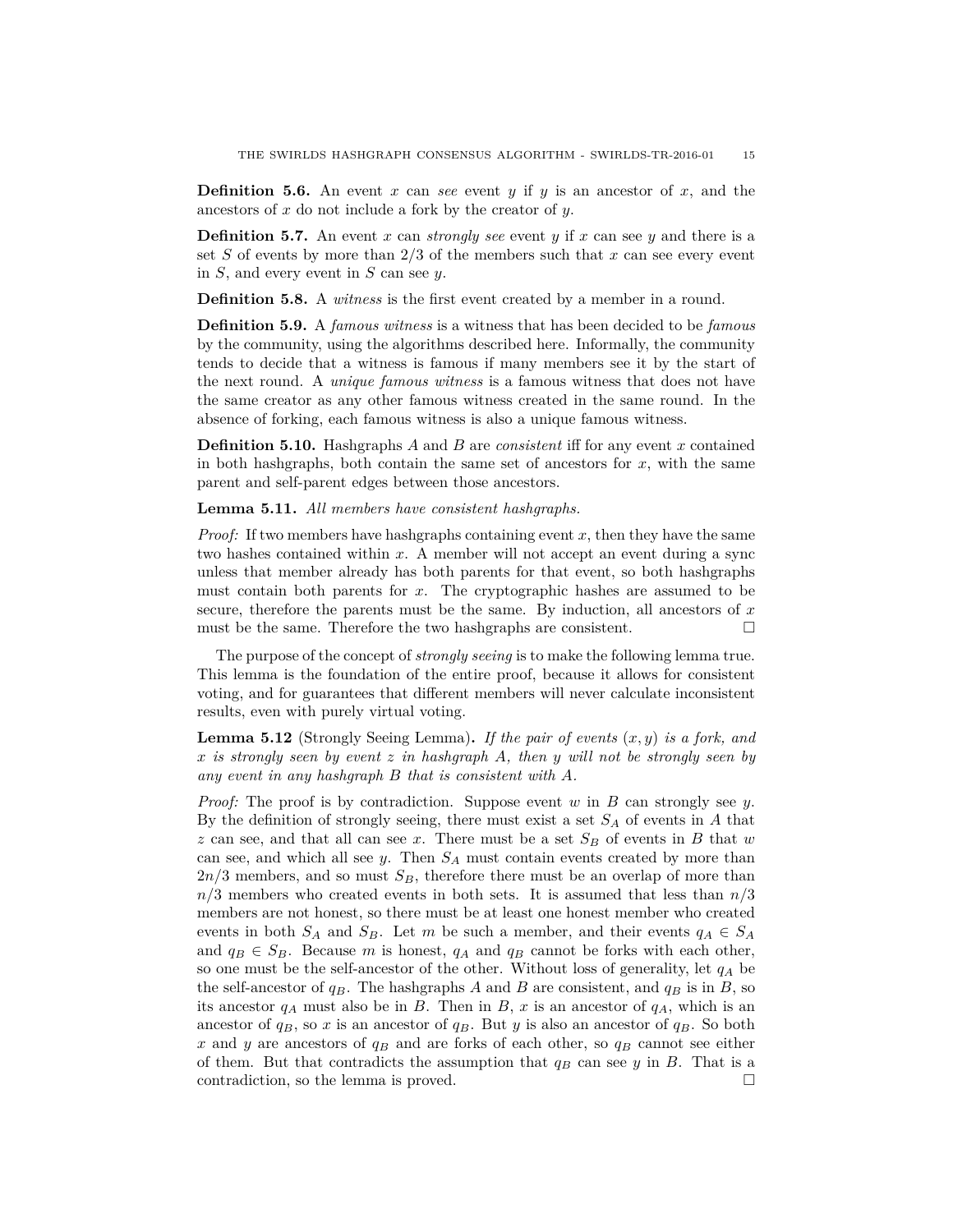**Definition 5.6.** An event $x$ can *see* event $y$ if $y$ is an ancestor of $x$, and the ancestors of $x$ do not include a fork by the creator of $y$.

**Definition 5.7.** An event $x$ can *strongly see* event $y$ if $x$ can see $y$ and there is a set $S$ of events by more than $2/3$ of the members such that $x$ can see every event in $S$, and every event in $S$ can see $y$.

**Definition 5.8.** A *witness* is the first event created by a member in a round.

**Definition 5.9.** A *famous witness* is a witness that has been decided to be *famous* by the community, using the algorithms described here. Informally, the community tends to decide that a witness is famous if many members see it by the start of the next round. A *unique famous witness* is a famous witness that does not have the same creator as any other famous witness created in the same round. In the absence of forking, each famous witness is also a unique famous witness.

**Definition 5.10.** Hashgraphs $A$ and $B$ are *consistent* iff for any event $x$ contained in both hashgraphs, both contain the same set of ancestors for $x$, with the same parent and self-parent edges between those ancestors.

**Lemma 5.11.** *All members have consistent hashgraphs.*

*Proof:* If two members have hashgraphs containing event $x$, then they have the same two hashes contained within $x$. A member will not accept an event during a sync unless that member already has both parents for that event, so both hashgraphs must contain both parents for $x$. The cryptographic hashes are assumed to be secure, therefore the parents must be the same. By induction, all ancestors of $x$ must be the same. Therefore the two hashgraphs are consistent. □

The purpose of the concept of *strongly seeing* is to make the following lemma true. This lemma is the foundation of the entire proof, because it allows for consistent voting, and for guarantees that different members will never calculate inconsistent results, even with purely virtual voting.

**Lemma 5.12** (Strongly Seeing Lemma)**.** *If the pair of events $(x, y)$ is a fork, and $x$ is strongly seen by event $z$ in hashgraph $A$, then $y$ will not be strongly seen by any event in any hashgraph $B$ that is consistent with $A$.*

*Proof:* The proof is by contradiction. Suppose event $w$ in $B$ can strongly see $y$. By the definition of strongly seeing, there must exist a set $S_A$ of events in $A$ that $z$ can see, and that all can see $x$. There must be a set $S_B$ of events in $B$ that $w$ can see, and which all see $y$. Then $S_A$ must contain events created by more than $2n/3$ members, and so must $S_B$, therefore there must be an overlap of more than $n/3$ members who created events in both sets. It is assumed that less than $n/3$ members are not honest, so there must be at least one honest member who created events in both $S_A$ and $S_B$. Let $m$ be such a member, and their events $q_A \in S_A$ and $q_B \in S_B$. Because $m$ is honest, $q_A$ and $q_B$ cannot be forks with each other, so one must be the self-ancestor of the other. Without loss of generality, let $q_A$ be the self-ancestor of $q_B$. The hashgraphs $A$ and $B$ are consistent, and $q_B$ is in $B$, so its ancestor $q_A$ must also be in $B$. Then in $B$, $x$ is an ancestor of $q_A$, which is an ancestor of $q_B$, so $x$ is an ancestor of $q_B$. But $y$ is also an ancestor of $q_B$. So both $x$ and $y$ are ancestors of $q_B$ and are forks of each other, so $q_B$ cannot see either of them. But that contradicts the assumption that $q_B$ can see $y$ in $B$. That is a contradiction, so the lemma is proved. □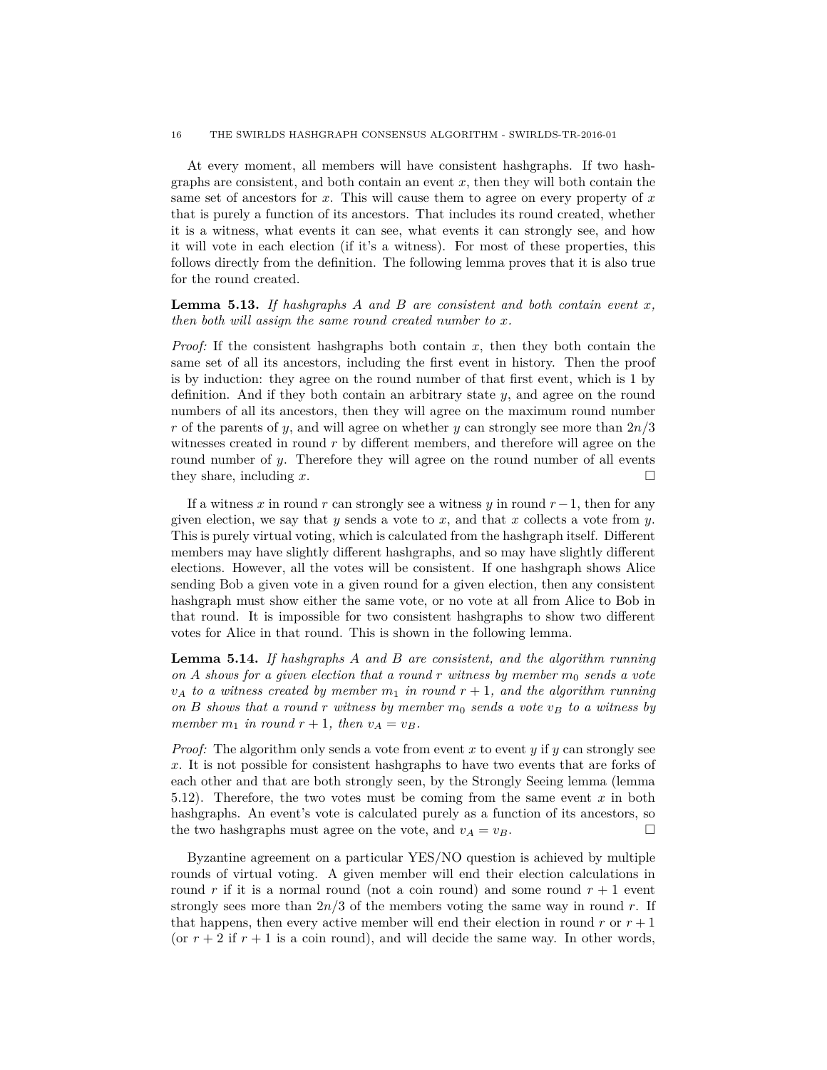At every moment, all members will have consistent hashgraphs. If two hashgraphs are consistent, and both contain an event $x$, then they will both contain the same set of ancestors for $x$. This will cause them to agree on every property of $x$ that is purely a function of its ancestors. That includes its round created, whether it is a witness, what events it can see, what events it can strongly see, and how it will vote in each election (if it's a witness). For most of these properties, this follows directly from the definition. The following lemma proves that it is also true for the round created.

**Lemma 5.13.** *If hashgraphs A and B are consistent and both contain event $x$, then both will assign the same round created number to $x$.*

*Proof:* If the consistent hashgraphs both contain $x$, then they both contain the same set of all its ancestors, including the first event in history. Then the proof is by induction: they agree on the round number of that first event, which is 1 by definition. And if they both contain an arbitrary state $y$, and agree on the round numbers of all its ancestors, then they will agree on the maximum round number $r$ of the parents of $y$, and will agree on whether $y$ can strongly see more than $2n/3$ witnesses created in round $r$ by different members, and therefore will agree on the round number of $y$. Therefore they will agree on the round number of all events they share, including $x$. □

If a witness $x$ in round $r$ can strongly see a witness $y$ in round $r-1$, then for any given election, we say that $y$ sends a vote to $x$, and that $x$ collects a vote from $y$. This is purely virtual voting, which is calculated from the hashgraph itself. Different members may have slightly different hashgraphs, and so may have slightly different elections. However, all the votes will be consistent. If one hashgraph shows Alice sending Bob a given vote in a given round for a given election, then any consistent hashgraph must show either the same vote, or no vote at all from Alice to Bob in that round. It is impossible for two consistent hashgraphs to show two different votes for Alice in that round. This is shown in the following lemma.

**Lemma 5.14.** *If hashgraphs A and B are consistent, and the algorithm running on A shows for a given election that a round $r$ witness by member $m_0$ sends a vote $v_A$ to a witness created by member $m_1$ in round $r+1$, and the algorithm running on B shows that a round $r$ witness by member $m_0$ sends a vote $v_B$ to a witness by member $m_1$ in round $r+1$, then $v_A = v_B$.*

*Proof:* The algorithm only sends a vote from event $x$ to event $y$ if $y$ can strongly see $x$. It is not possible for consistent hashgraphs to have two events that are forks of each other and that are both strongly seen, by the Strongly Seeing lemma (lemma 5.12). Therefore, the two votes must be coming from the same event $x$ in both hashgraphs. An event's vote is calculated purely as a function of its ancestors, so the two hashgraphs must agree on the vote, and $v_A = v_B$. □

Byzantine agreement on a particular YES/NO question is achieved by multiple rounds of virtual voting. A given member will end their election calculations in round $r$ if it is a normal round (not a coin round) and some round $r+1$ event strongly sees more than $2n/3$ of the members voting the same way in round $r$. If that happens, then every active member will end their election in round $r$ or $r+1$ (or $r+2$ if $r+1$ is a coin round), and will decide the same way. In other words,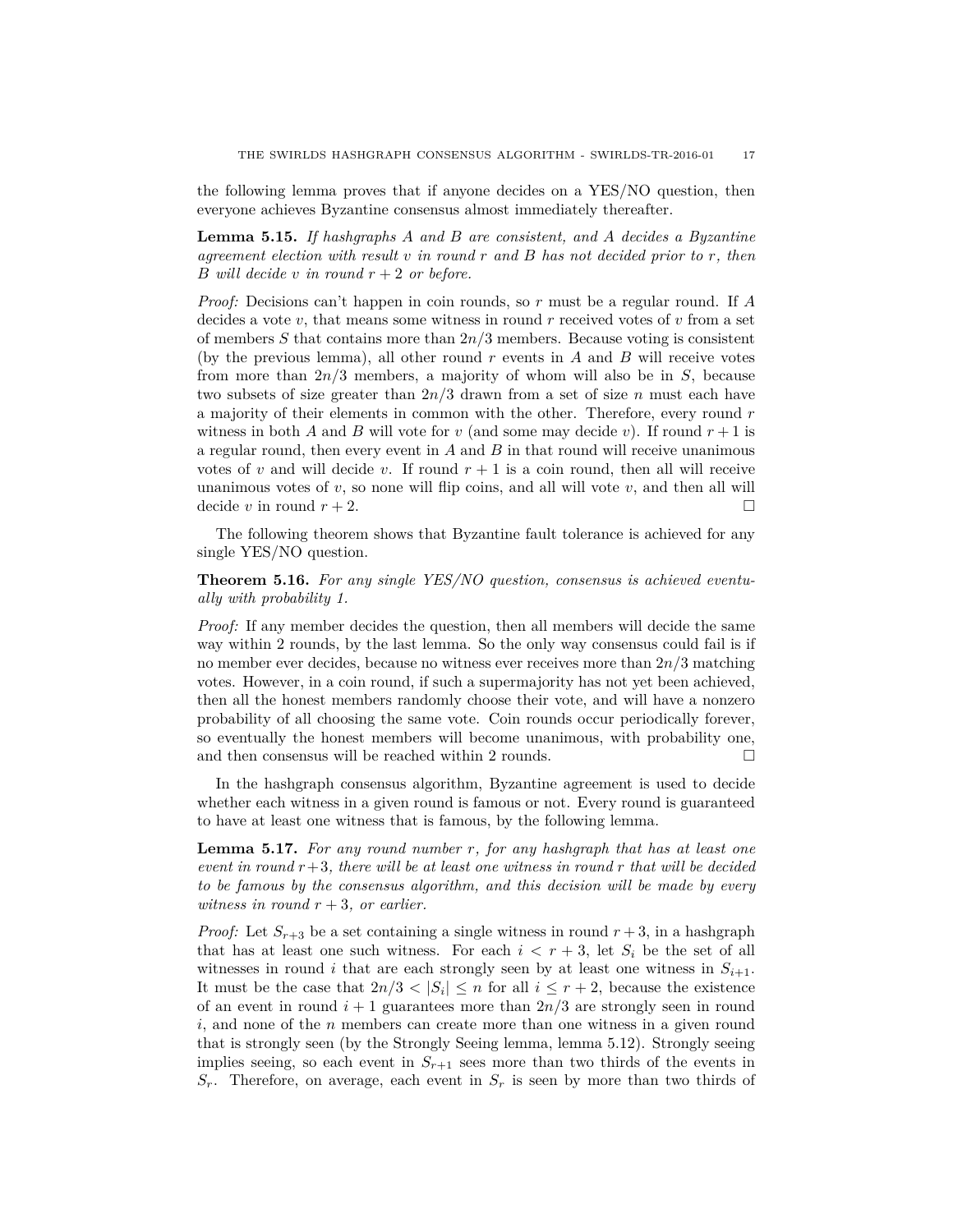the following lemma proves that if anyone decides on a YES/NO question, then everyone achieves Byzantine consensus almost immediately thereafter.

**Lemma 5.15.** *If hashgraphs A and B are consistent, and A decides a Byzantine agreement election with result v in round r and B has not decided prior to r, then B will decide v in round r + 2 or before.*

*Proof:* Decisions can't happen in coin rounds, so $r$ must be a regular round. If $A$ decides a vote $v$, that means some witness in round $r$ received votes of $v$ from a set of members $S$ that contains more than $2n/3$ members. Because voting is consistent (by the previous lemma), all other round $r$ events in $A$ and $B$ will receive votes from more than $2n/3$ members, a majority of whom will also be in $S$, because two subsets of size greater than $2n/3$ drawn from a set of size $n$ must each have a majority of their elements in common with the other. Therefore, every round $r$ witness in both $A$ and $B$ will vote for $v$ (and some may decide $v$). If round $r+1$ is a regular round, then every event in $A$ and $B$ in that round will receive unanimous votes of $v$ and will decide $v$. If round $r+1$ is a coin round, then all will receive unanimous votes of $v$, so none will flip coins, and all will vote $v$, and then all will decide $v$ in round $r+2$. □

The following theorem shows that Byzantine fault tolerance is achieved for any single YES/NO question.

**Theorem 5.16.** *For any single YES/NO question, consensus is achieved eventually with probability 1.*

*Proof:* If any member decides the question, then all members will decide the same way within 2 rounds, by the last lemma. So the only way consensus could fail is if no member ever decides, because no witness ever receives more than $2n/3$ matching votes. However, in a coin round, if such a supermajority has not yet been achieved, then all the honest members randomly choose their vote, and will have a nonzero probability of all choosing the same vote. Coin rounds occur periodically forever, so eventually the honest members will become unanimous, with probability one, and then consensus will be reached within 2 rounds. □

In the hashgraph consensus algorithm, Byzantine agreement is used to decide whether each witness in a given round is famous or not. Every round is guaranteed to have at least one witness that is famous, by the following lemma.

**Lemma 5.17.** *For any round number r, for any hashgraph that has at least one event in round r+3, there will be at least one witness in round r that will be decided to be famous by the consensus algorithm, and this decision will be made by every witness in round r + 3, or earlier.*

*Proof:* Let $S_{r+3}$ be a set containing a single witness in round $r+3$, in a hashgraph that has at least one such witness. For each $i < r+3$, let $S_i$ be the set of all witnesses in round $i$ that are each strongly seen by at least one witness in $S_{i+1}$. It must be the case that $2n/3 < |S_i| \leq n$ for all $i \leq r+2$, because the existence of an event in round $i+1$ guarantees more than $2n/3$ are strongly seen in round $i$, and none of the $n$ members can create more than one witness in a given round that is strongly seen (by the Strongly Seeing lemma, lemma 5.12). Strongly seeing implies seeing, so each event in $S_{r+1}$ sees more than two thirds of the events in $S_r$. Therefore, on average, each event in $S_r$ is seen by more than two thirds of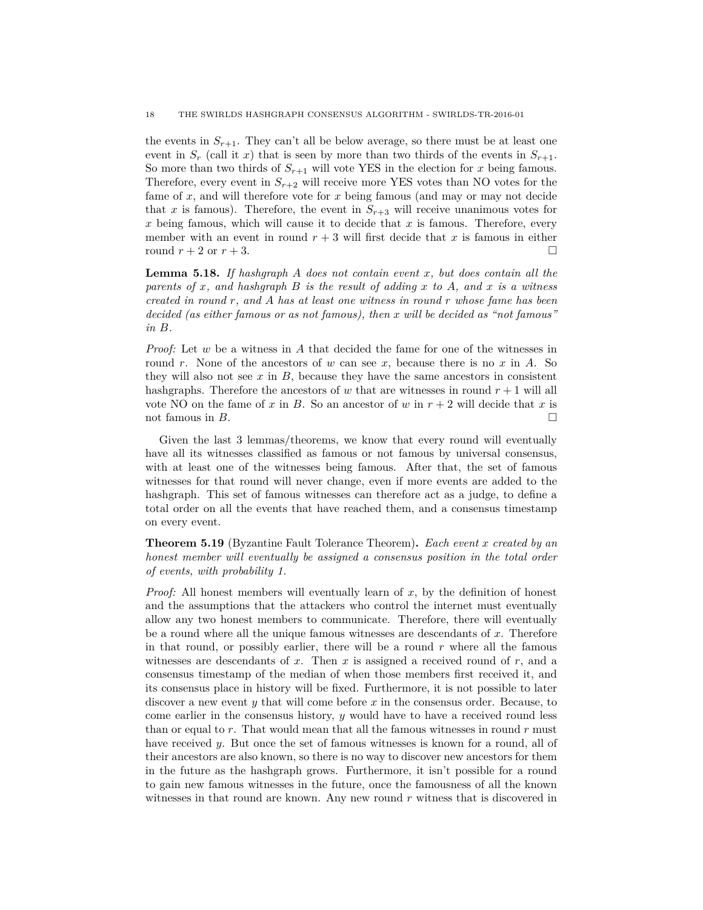the events in $S_{r+1}$. They can't all be below average, so there must be at least one event in $S_r$ (call it $x$) that is seen by more than two thirds of the events in $S_{r+1}$. So more than two thirds of $S_{r+1}$ will vote YES in the election for $x$ being famous. Therefore, every event in $S_{r+2}$ will receive more YES votes than NO votes for the fame of $x$, and will therefore vote for $x$ being famous (and may or may not decide that $x$ is famous). Therefore, the event in $S_{r+3}$ will receive unanimous votes for $x$ being famous, which will cause it to decide that $x$ is famous. Therefore, every member with an event in round $r + 3$ will first decide that $x$ is famous in either round $r + 2$ or $r + 3$. □

**Lemma 5.18.** *If hashgraph $A$ does not contain event $x$, but does contain all the parents of $x$, and hashgraph $B$ is the result of adding $x$ to $A$, and $x$ is a witness created in round $r$, and $A$ has at least one witness in round $r$ whose fame has been decided (as either famous or as not famous), then $x$ will be decided as "not famous" in $B$.*

*Proof:* Let $w$ be a witness in $A$ that decided the fame for one of the witnesses in round $r$. None of the ancestors of $w$ can see $x$, because there is no $x$ in $A$. So they will also not see $x$ in $B$, because they have the same ancestors in consistent hashgraphs. Therefore the ancestors of $w$ that are witnesses in round $r + 1$ will all vote NO on the fame of $x$ in $B$. So an ancestor of $w$ in $r + 2$ will decide that $x$ is not famous in $B$. □

Given the last 3 lemmas/theorems, we know that every round will eventually have all its witnesses classified as famous or not famous by universal consensus, with at least one of the witnesses being famous. After that, the set of famous witnesses for that round will never change, even if more events are added to the hashgraph. This set of famous witnesses can therefore act as a judge, to define a total order on all the events that have reached them, and a consensus timestamp on every event.

**Theorem 5.19** (Byzantine Fault Tolerance Theorem)**.** *Each event $x$ created by an honest member will eventually be assigned a consensus position in the total order of events, with probability 1.*

*Proof:* All honest members will eventually learn of $x$, by the definition of honest and the assumptions that the attackers who control the internet must eventually allow any two honest members to communicate. Therefore, there will eventually be a round where all the unique famous witnesses are descendants of $x$. Therefore in that round, or possibly earlier, there will be a round $r$ where all the famous witnesses are descendants of $x$. Then $x$ is assigned a received round of $r$, and a consensus timestamp of the median of when those members first received it, and its consensus place in history will be fixed. Furthermore, it is not possible to later discover a new event $y$ that will come before $x$ in the consensus order. Because, to come earlier in the consensus history, $y$ would have to have a received round less than or equal to $r$. That would mean that all the famous witnesses in round $r$ must have received $y$. But once the set of famous witnesses is known for a round, all of their ancestors are also known, so there is no way to discover new ancestors for them in the future as the hashgraph grows. Furthermore, it isn't possible for a round to gain new famous witnesses in the future, once the famousness of all the known witnesses in that round are known. Any new round $r$ witness that is discovered in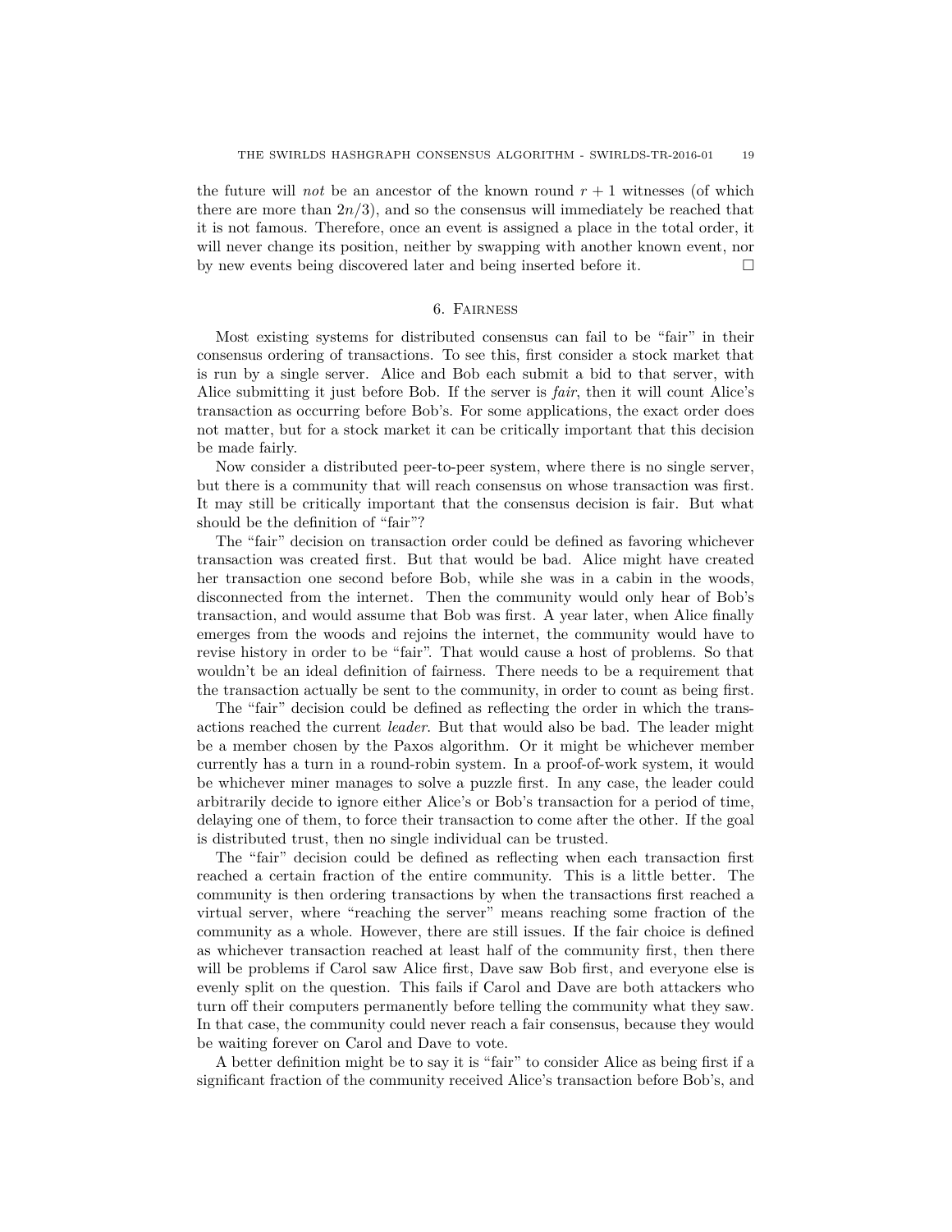the future will *not* be an ancestor of the known round $r + 1$ witnesses (of which there are more than $2n/3$), and so the consensus will immediately be reached that it is not famous. Therefore, once an event is assigned a place in the total order, it will never change its position, neither by swapping with another known event, nor by new events being discovered later and being inserted before it. □

## 6. Fairness

Most existing systems for distributed consensus can fail to be "fair" in their consensus ordering of transactions. To see this, first consider a stock market that is run by a single server. Alice and Bob each submit a bid to that server, with Alice submitting it just before Bob. If the server is *fair*, then it will count Alice's transaction as occurring before Bob's. For some applications, the exact order does not matter, but for a stock market it can be critically important that this decision be made fairly.

Now consider a distributed peer-to-peer system, where there is no single server, but there is a community that will reach consensus on whose transaction was first. It may still be critically important that the consensus decision is fair. But what should be the definition of "fair"?

The "fair" decision on transaction order could be defined as favoring whichever transaction was created first. But that would be bad. Alice might have created her transaction one second before Bob, while she was in a cabin in the woods, disconnected from the internet. Then the community would only hear of Bob's transaction, and would assume that Bob was first. A year later, when Alice finally emerges from the woods and rejoins the internet, the community would have to revise history in order to be "fair". That would cause a host of problems. So that wouldn't be an ideal definition of fairness. There needs to be a requirement that the transaction actually be sent to the community, in order to count as being first.

The "fair" decision could be defined as reflecting the order in which the transactions reached the current *leader*. But that would also be bad. The leader might be a member chosen by the Paxos algorithm. Or it might be whichever member currently has a turn in a round-robin system. In a proof-of-work system, it would be whichever miner manages to solve a puzzle first. In any case, the leader could arbitrarily decide to ignore either Alice's or Bob's transaction for a period of time, delaying one of them, to force their transaction to come after the other. If the goal is distributed trust, then no single individual can be trusted.

The "fair" decision could be defined as reflecting when each transaction first reached a certain fraction of the entire community. This is a little better. The community is then ordering transactions by when the transactions first reached a virtual server, where "reaching the server" means reaching some fraction of the community as a whole. However, there are still issues. If the fair choice is defined as whichever transaction reached at least half of the community first, then there will be problems if Carol saw Alice first, Dave saw Bob first, and everyone else is evenly split on the question. This fails if Carol and Dave are both attackers who turn off their computers permanently before telling the community what they saw. In that case, the community could never reach a fair consensus, because they would be waiting forever on Carol and Dave to vote.

A better definition might be to say it is "fair" to consider Alice as being first if a significant fraction of the community received Alice's transaction before Bob's, and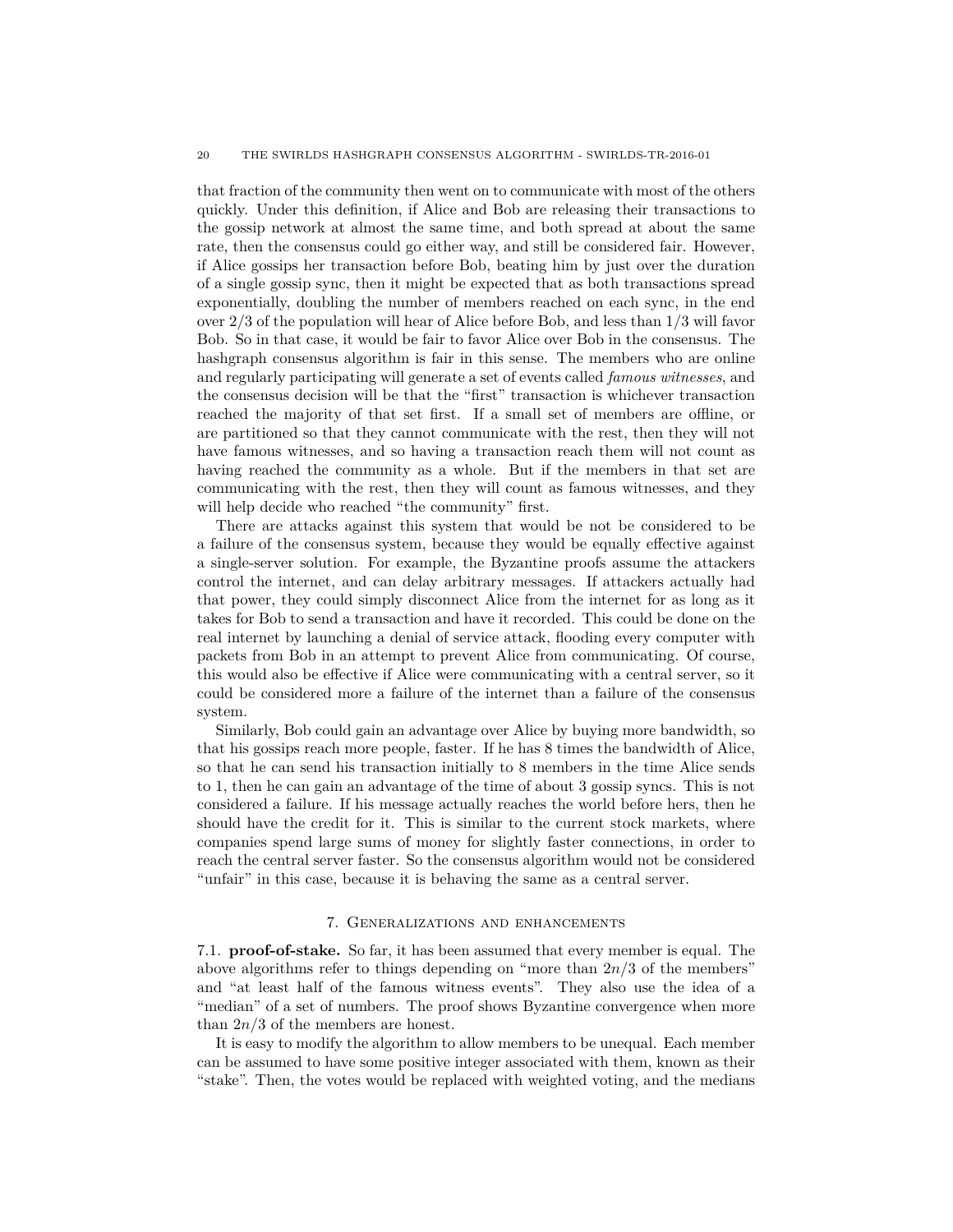that fraction of the community then went on to communicate with most of the others quickly. Under this definition, if Alice and Bob are releasing their transactions to the gossip network at almost the same time, and both spread at about the same rate, then the consensus could go either way, and still be considered fair. However, if Alice gossips her transaction before Bob, beating him by just over the duration of a single gossip sync, then it might be expected that as both transactions spread exponentially, doubling the number of members reached on each sync, in the end over $2/3$ of the population will hear of Alice before Bob, and less than $1/3$ will favor Bob. So in that case, it would be fair to favor Alice over Bob in the consensus. The hashgraph consensus algorithm is fair in this sense. The members who are online and regularly participating will generate a set of events called *famous witnesses*, and the consensus decision will be that the "first" transaction is whichever transaction reached the majority of that set first. If a small set of members are offline, or are partitioned so that they cannot communicate with the rest, then they will not have famous witnesses, and so having a transaction reach them will not count as having reached the community as a whole. But if the members in that set are communicating with the rest, then they will count as famous witnesses, and they will help decide who reached "the community" first.

There are attacks against this system that would be not be considered to be a failure of the consensus system, because they would be equally effective against a single-server solution. For example, the Byzantine proofs assume the attackers control the internet, and can delay arbitrary messages. If attackers actually had that power, they could simply disconnect Alice from the internet for as long as it takes for Bob to send a transaction and have it recorded. This could be done on the real internet by launching a denial of service attack, flooding every computer with packets from Bob in an attempt to prevent Alice from communicating. Of course, this would also be effective if Alice were communicating with a central server, so it could be considered more a failure of the internet than a failure of the consensus system.

Similarly, Bob could gain an advantage over Alice by buying more bandwidth, so that his gossips reach more people, faster. If he has 8 times the bandwidth of Alice, so that he can send his transaction initially to 8 members in the time Alice sends to 1, then he can gain an advantage of the time of about 3 gossip syncs. This is not considered a failure. If his message actually reaches the world before hers, then he should have the credit for it. This is similar to the current stock markets, where companies spend large sums of money for slightly faster connections, in order to reach the central server faster. So the consensus algorithm would not be considered "unfair" in this case, because it is behaving the same as a central server.

## 7. Generalizations and enhancements

7.1. **proof-of-stake.** So far, it has been assumed that every member is equal. The above algorithms refer to things depending on "more than $2n/3$ of the members" and "at least half of the famous witness events". They also use the idea of a "median" of a set of numbers. The proof shows Byzantine convergence when more than $2n/3$ of the members are honest.

It is easy to modify the algorithm to allow members to be unequal. Each member can be assumed to have some positive integer associated with them, known as their "stake". Then, the votes would be replaced with weighted voting, and the medians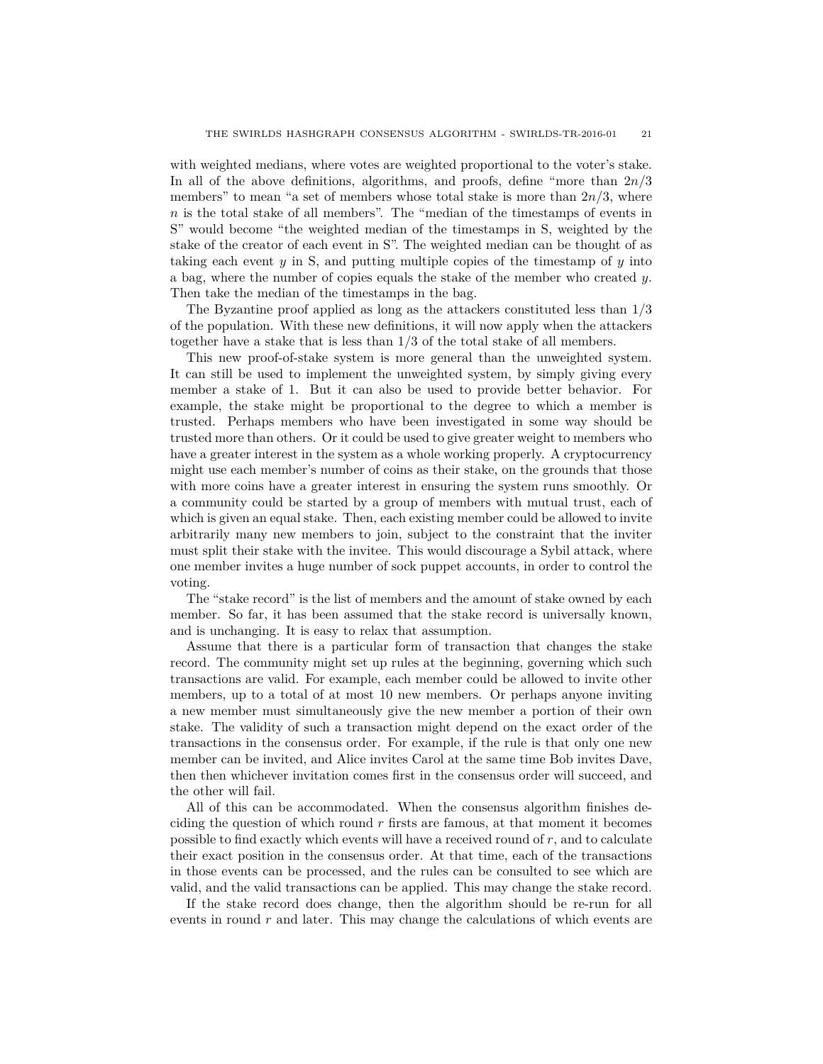with weighted medians, where votes are weighted proportional to the voter's stake. In all of the above definitions, algorithms, and proofs, define "more than $2n/3$ members" to mean "a set of members whose total stake is more than $2n/3$, where $n$ is the total stake of all members". The "median of the timestamps of events in S" would become "the weighted median of the timestamps in S, weighted by the stake of the creator of each event in S". The weighted median can be thought of as taking each event $y$ in S, and putting multiple copies of the timestamp of $y$ into a bag, where the number of copies equals the stake of the member who created $y$. Then take the median of the timestamps in the bag.

The Byzantine proof applied as long as the attackers constituted less than $1/3$ of the population. With these new definitions, it will now apply when the attackers together have a stake that is less than $1/3$ of the total stake of all members.

This new proof-of-stake system is more general than the unweighted system. It can still be used to implement the unweighted system, by simply giving every member a stake of 1. But it can also be used to provide better behavior. For example, the stake might be proportional to the degree to which a member is trusted. Perhaps members who have been investigated in some way should be trusted more than others. Or it could be used to give greater weight to members who have a greater interest in the system as a whole working properly. A cryptocurrency might use each member's number of coins as their stake, on the grounds that those with more coins have a greater interest in ensuring the system runs smoothly. Or a community could be started by a group of members with mutual trust, each of which is given an equal stake. Then, each existing member could be allowed to invite arbitrarily many new members to join, subject to the constraint that the inviter must split their stake with the invitee. This would discourage a Sybil attack, where one member invites a huge number of sock puppet accounts, in order to control the voting.

The "stake record" is the list of members and the amount of stake owned by each member. So far, it has been assumed that the stake record is universally known, and is unchanging. It is easy to relax that assumption.

Assume that there is a particular form of transaction that changes the stake record. The community might set up rules at the beginning, governing which such transactions are valid. For example, each member could be allowed to invite other members, up to a total of at most 10 new members. Or perhaps anyone inviting a new member must simultaneously give the new member a portion of their own stake. The validity of such a transaction might depend on the exact order of the transactions in the consensus order. For example, if the rule is that only one new member can be invited, and Alice invites Carol at the same time Bob invites Dave, then then whichever invitation comes first in the consensus order will succeed, and the other will fail.

All of this can be accommodated. When the consensus algorithm finishes deciding the question of which round $r$ firsts are famous, at that moment it becomes possible to find exactly which events will have a received round of $r$, and to calculate their exact position in the consensus order. At that time, each of the transactions in those events can be processed, and the rules can be consulted to see which are valid, and the valid transactions can be applied. This may change the stake record.

If the stake record does change, then the algorithm should be re-run for all events in round $r$ and later. This may change the calculations of which events are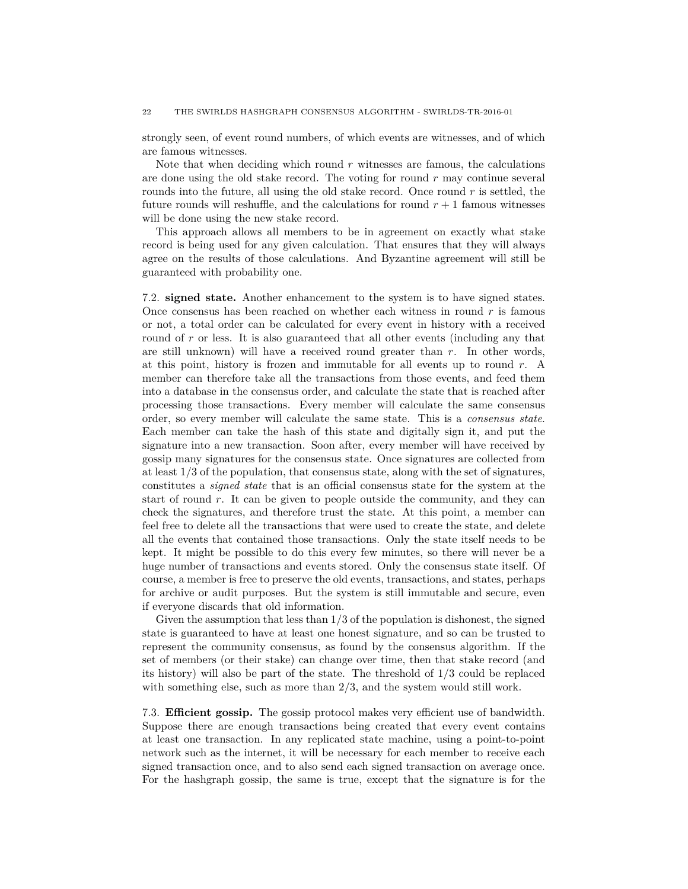strongly seen, of event round numbers, of which events are witnesses, and of which are famous witnesses.

Note that when deciding which round $r$ witnesses are famous, the calculations are done using the old stake record. The voting for round $r$ may continue several rounds into the future, all using the old stake record. Once round $r$ is settled, the future rounds will reshuffle, and the calculations for round $r+1$ famous witnesses will be done using the new stake record.

This approach allows all members to be in agreement on exactly what stake record is being used for any given calculation. That ensures that they will always agree on the results of those calculations. And Byzantine agreement will still be guaranteed with probability one.

7.2. **signed state.** Another enhancement to the system is to have signed states. Once consensus has been reached on whether each witness in round $r$ is famous or not, a total order can be calculated for every event in history with a received round of $r$ or less. It is also guaranteed that all other events (including any that are still unknown) will have a received round greater than $r$. In other words, at this point, history is frozen and immutable for all events up to round $r$. A member can therefore take all the transactions from those events, and feed them into a database in the consensus order, and calculate the state that is reached after processing those transactions. Every member will calculate the same consensus order, so every member will calculate the same state. This is a *consensus state*. Each member can take the hash of this state and digitally sign it, and put the signature into a new transaction. Soon after, every member will have received by gossip many signatures for the consensus state. Once signatures are collected from at least $1/3$ of the population, that consensus state, along with the set of signatures, constitutes a *signed state* that is an official consensus state for the system at the start of round $r$. It can be given to people outside the community, and they can check the signatures, and therefore trust the state. At this point, a member can feel free to delete all the transactions that were used to create the state, and delete all the events that contained those transactions. Only the state itself needs to be kept. It might be possible to do this every few minutes, so there will never be a huge number of transactions and events stored. Only the consensus state itself. Of course, a member is free to preserve the old events, transactions, and states, perhaps for archive or audit purposes. But the system is still immutable and secure, even if everyone discards that old information.

Given the assumption that less than $1/3$ of the population is dishonest, the signed state is guaranteed to have at least one honest signature, and so can be trusted to represent the community consensus, as found by the consensus algorithm. If the set of members (or their stake) can change over time, then that stake record (and its history) will also be part of the state. The threshold of $1/3$ could be replaced with something else, such as more than $2/3$, and the system would still work.

7.3. **Efficient gossip.** The gossip protocol makes very efficient use of bandwidth. Suppose there are enough transactions being created that every event contains at least one transaction. In any replicated state machine, using a point-to-point network such as the internet, it will be necessary for each member to receive each signed transaction once, and to also send each signed transaction on average once. For the hashgraph gossip, the same is true, except that the signature is for the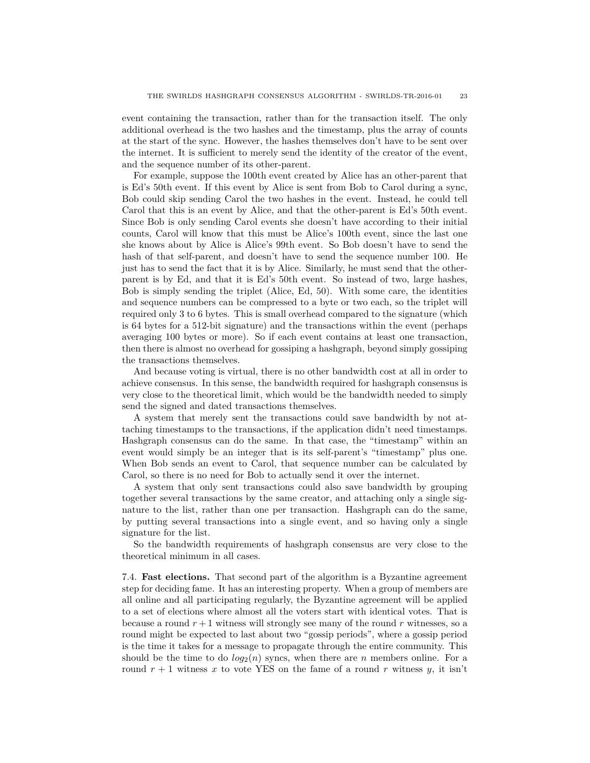event containing the transaction, rather than for the transaction itself. The only additional overhead is the two hashes and the timestamp, plus the array of counts at the start of the sync. However, the hashes themselves don't have to be sent over the internet. It is sufficient to merely send the identity of the creator of the event, and the sequence number of its other-parent.

For example, suppose the 100th event created by Alice has an other-parent that is Ed's 50th event. If this event by Alice is sent from Bob to Carol during a sync, Bob could skip sending Carol the two hashes in the event. Instead, he could tell Carol that this is an event by Alice, and that the other-parent is Ed's 50th event. Since Bob is only sending Carol events she doesn't have according to their initial counts, Carol will know that this must be Alice's 100th event, since the last one she knows about by Alice is Alice's 99th event. So Bob doesn't have to send the hash of that self-parent, and doesn't have to send the sequence number 100. He just has to send the fact that it is by Alice. Similarly, he must send that the other-parent is by Ed, and that it is Ed's 50th event. So instead of two, large hashes, Bob is simply sending the triplet (Alice, Ed, 50). With some care, the identities and sequence numbers can be compressed to a byte or two each, so the triplet will required only 3 to 6 bytes. This is small overhead compared to the signature (which is 64 bytes for a 512-bit signature) and the transactions within the event (perhaps averaging 100 bytes or more). So if each event contains at least one transaction, then there is almost no overhead for gossiping a hashgraph, beyond simply gossiping the transactions themselves.

And because voting is virtual, there is no other bandwidth cost at all in order to achieve consensus. In this sense, the bandwidth required for hashgraph consensus is very close to the theoretical limit, which would be the bandwidth needed to simply send the signed and dated transactions themselves.

A system that merely sent the transactions could save bandwidth by not attaching timestamps to the transactions, if the application didn't need timestamps. Hashgraph consensus can do the same. In that case, the "timestamp" within an event would simply be an integer that is its self-parent's "timestamp" plus one. When Bob sends an event to Carol, that sequence number can be calculated by Carol, so there is no need for Bob to actually send it over the internet.

A system that only sent transactions could also save bandwidth by grouping together several transactions by the same creator, and attaching only a single signature to the list, rather than one per transaction. Hashgraph can do the same, by putting several transactions into a single event, and so having only a single signature for the list.

So the bandwidth requirements of hashgraph consensus are very close to the theoretical minimum in all cases.

7.4. **Fast elections.** That second part of the algorithm is a Byzantine agreement step for deciding fame. It has an interesting property. When a group of members are all online and all participating regularly, the Byzantine agreement will be applied to a set of elections where almost all the voters start with identical votes. That is because a round $r+1$ witness will strongly see many of the round $r$ witnesses, so a round might be expected to last about two "gossip periods", where a gossip period is the time it takes for a message to propagate through the entire community. This should be the time to do $log_2(n)$ syncs, when there are $n$ members online. For a round $r+1$ witness $x$ to vote YES on the fame of a round $r$ witness $y$, it isn't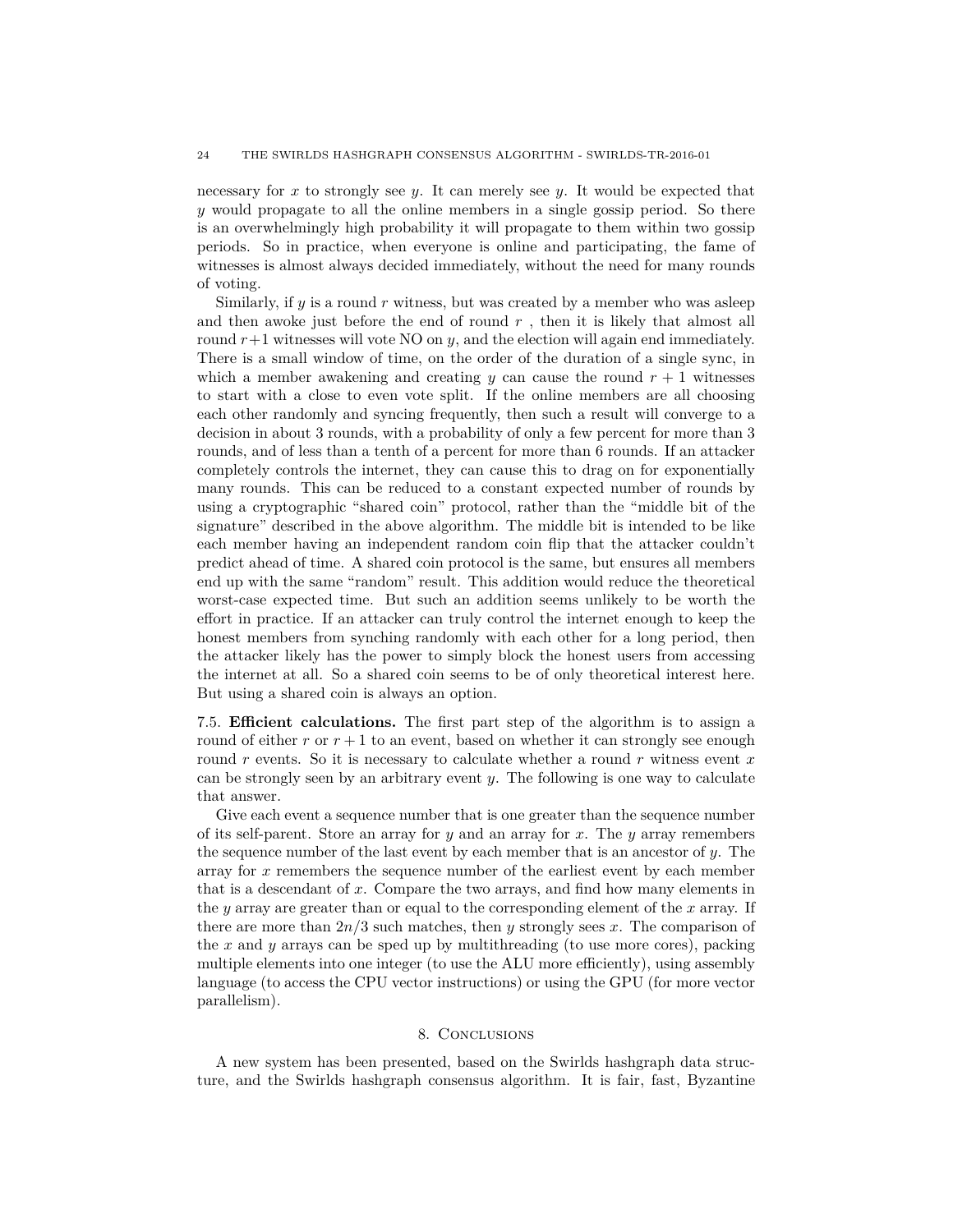necessary for $x$ to strongly see $y$. It can merely see $y$. It would be expected that $y$ would propagate to all the online members in a single gossip period. So there is an overwhelmingly high probability it will propagate to them within two gossip periods. So in practice, when everyone is online and participating, the fame of witnesses is almost always decided immediately, without the need for many rounds of voting.

Similarly, if $y$ is a round $r$ witness, but was created by a member who was asleep and then awoke just before the end of round $r$ , then it is likely that almost all round $r+1$ witnesses will vote NO on $y$, and the election will again end immediately. There is a small window of time, on the order of the duration of a single sync, in which a member awakening and creating $y$ can cause the round $r + 1$ witnesses to start with a close to even vote split. If the online members are all choosing each other randomly and syncing frequently, then such a result will converge to a decision in about 3 rounds, with a probability of only a few percent for more than 3 rounds, and of less than a tenth of a percent for more than 6 rounds. If an attacker completely controls the internet, they can cause this to drag on for exponentially many rounds. This can be reduced to a constant expected number of rounds by using a cryptographic "shared coin" protocol, rather than the "middle bit of the signature" described in the above algorithm. The middle bit is intended to be like each member having an independent random coin flip that the attacker couldn't predict ahead of time. A shared coin protocol is the same, but ensures all members end up with the same "random" result. This addition would reduce the theoretical worst-case expected time. But such an addition seems unlikely to be worth the effort in practice. If an attacker can truly control the internet enough to keep the honest members from synching randomly with each other for a long period, then the attacker likely has the power to simply block the honest users from accessing the internet at all. So a shared coin seems to be of only theoretical interest here. But using a shared coin is always an option.

7.5. **Efficient calculations.** The first part step of the algorithm is to assign a round of either $r$ or $r + 1$ to an event, based on whether it can strongly see enough round $r$ events. So it is necessary to calculate whether a round $r$ witness event $x$ can be strongly seen by an arbitrary event $y$. The following is one way to calculate that answer.

Give each event a sequence number that is one greater than the sequence number of its self-parent. Store an array for $y$ and an array for $x$. The $y$ array remembers the sequence number of the last event by each member that is an ancestor of $y$. The array for $x$ remembers the sequence number of the earliest event by each member that is a descendant of $x$. Compare the two arrays, and find how many elements in the $y$ array are greater than or equal to the corresponding element of the $x$ array. If there are more than $2n/3$ such matches, then $y$ strongly sees $x$. The comparison of the $x$ and $y$ arrays can be sped up by multithreading (to use more cores), packing multiple elements into one integer (to use the ALU more efficiently), using assembly language (to access the CPU vector instructions) or using the GPU (for more vector parallelism).

## 8. Conclusions

A new system has been presented, based on the Swirlds hashgraph data structure, and the Swirlds hashgraph consensus algorithm. It is fair, fast, Byzantine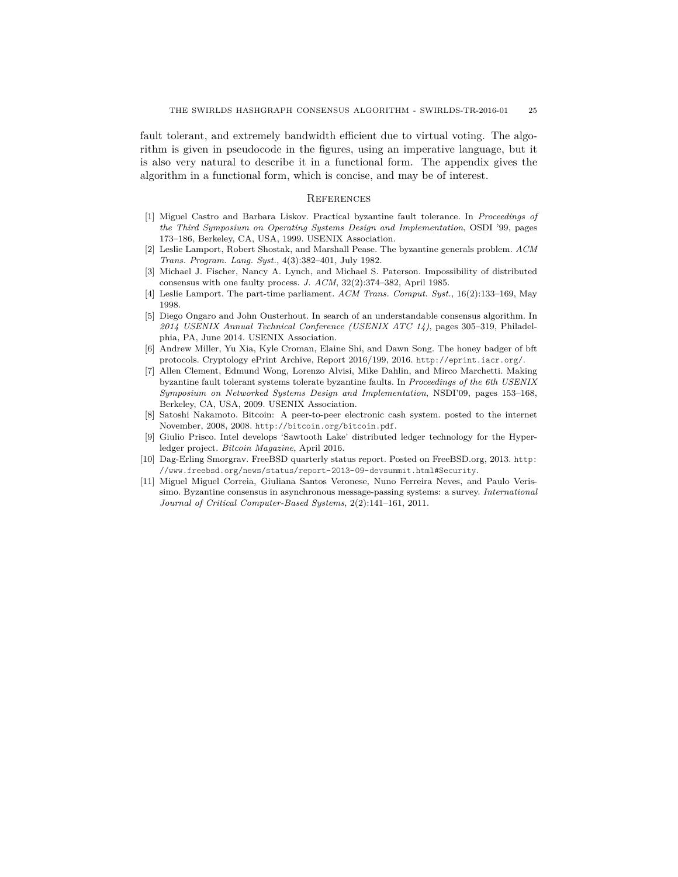fault tolerant, and extremely bandwidth efficient due to virtual voting. The algorithm is given in pseudocode in the figures, using an imperative language, but it is also very natural to describe it in a functional form. The appendix gives the algorithm in a functional form, which is concise, and may be of interest.

## References

[1] Miguel Castro and Barbara Liskov. Practical byzantine fault tolerance. In *Proceedings of the Third Symposium on Operating Systems Design and Implementation*, OSDI '99, pages 173–186, Berkeley, CA, USA, 1999. USENIX Association.

[2] Leslie Lamport, Robert Shostak, and Marshall Pease. The byzantine generals problem. *ACM Trans. Program. Lang. Syst.*, 4(3):382–401, July 1982.

[3] Michael J. Fischer, Nancy A. Lynch, and Michael S. Paterson. Impossibility of distributed consensus with one faulty process. *J. ACM*, 32(2):374–382, April 1985.

[4] Leslie Lamport. The part-time parliament. *ACM Trans. Comput. Syst.*, 16(2):133–169, May 1998.

[5] Diego Ongaro and John Ousterhout. In search of an understandable consensus algorithm. In *2014 USENIX Annual Technical Conference (USENIX ATC 14)*, pages 305–319, Philadelphia, PA, June 2014. USENIX Association.

[6] Andrew Miller, Yu Xia, Kyle Croman, Elaine Shi, and Dawn Song. The honey badger of bft protocols. Cryptology ePrint Archive, Report 2016/199, 2016. `http://eprint.iacr.org/`.

[7] Allen Clement, Edmund Wong, Lorenzo Alvisi, Mike Dahlin, and Mirco Marchetti. Making byzantine fault tolerant systems tolerate byzantine faults. In *Proceedings of the 6th USENIX Symposium on Networked Systems Design and Implementation*, NSDI'09, pages 153–168, Berkeley, CA, USA, 2009. USENIX Association.

[8] Satoshi Nakamoto. Bitcoin: A peer-to-peer electronic cash system. posted to the internet November, 2008, 2008. `http://bitcoin.org/bitcoin.pdf`.

[9] Giulio Prisco. Intel develops 'Sawtooth Lake' distributed ledger technology for the Hyperledger project. *Bitcoin Magazine*, April 2016.

[10] Dag-Erling Smorgrav. FreeBSD quarterly status report. Posted on FreeBSD.org, 2013. `http://www.freebsd.org/news/status/report-2013-09-devsummit.html#Security`.

[11] Miguel Miguel Correia, Giuliana Santos Veronese, Nuno Ferreira Neves, and Paulo Verissimo. Byzantine consensus in asynchronous message-passing systems: a survey. *International Journal of Critical Computer-Based Systems*, 2(2):141–161, 2011.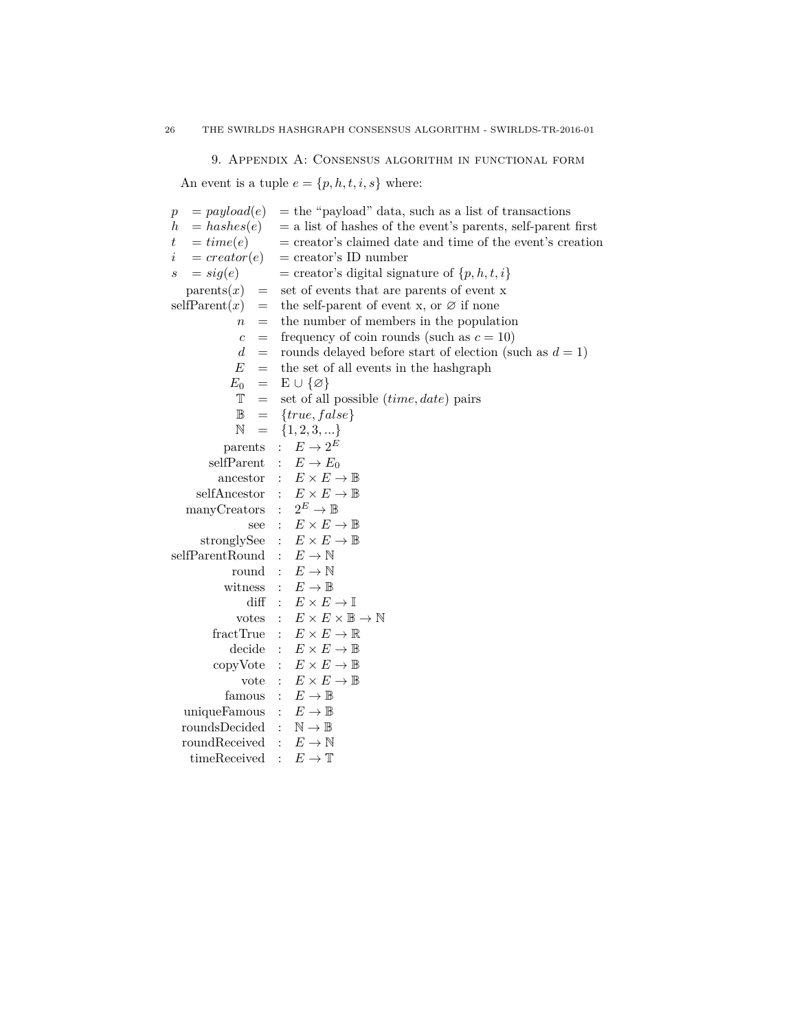## 9. Appendix A: Consensus algorithm in functional form

An event is a tuple $e = \{p, h, t, i, s\}$ where:

$$
\begin{array}{lll}
p & = payload(e) & = \text{the "payload" data, such as a list of transactions} \\
h & = hashes(e) & = \text{a list of hashes of the event's parents, self-parent first} \\
t & = time(e) & = \text{creator's claimed date and time of the event's creation} \\
i & = creator(e) & = \text{creator's ID number} \\
s & = sig(e) & = \text{creator's digital signature of } \{p, h, t, i\}
\end{array}
$$

$$
\begin{array}{rcl}
\text{parents}(x) & = & \text{set of events that are parents of event x} \\
\text{selfParent}(x) & = & \text{the self-parent of event x, or } \varnothing \text{ if none} \\
n & = & \text{the number of members in the population} \\
c & = & \text{frequency of coin rounds (such as } c = 10) \\
d & = & \text{rounds delayed before start of election (such as } d = 1) \\
E & = & \text{the set of all events in the hashgraph} \\
E_0 & = & \text{E} \cup \{\varnothing\} \\
\mathbb{T} & = & \text{set of all possible } (time, date) \text{ pairs} \\
\mathbb{B} & = & \{true, false\} \\
\mathbb{N} & = & \{1, 2, 3, ...\} \\
\text{parents} & : & E \rightarrow 2^E \\
\text{selfParent} & : & E \rightarrow E_0 \\
\text{ancestor} & : & E \times E \rightarrow \mathbb{B} \\
\text{selfAncestor} & : & E \times E \rightarrow \mathbb{B} \\
\text{manyCreators} & : & 2^E \rightarrow \mathbb{B} \\
\text{see} & : & E \times E \rightarrow \mathbb{B} \\
\text{stronglySee} & : & E \times E \rightarrow \mathbb{B} \\
\text{selfParentRound} & : & E \rightarrow \mathbb{N} \\
\text{round} & : & E \rightarrow \mathbb{N} \\
\text{witness} & : & E \rightarrow \mathbb{B} \\
\text{diff} & : & E \times E \rightarrow \mathbb{I} \\
\text{votes} & : & E \times E \times \mathbb{B} \rightarrow \mathbb{N} \\
\text{fractTrue} & : & E \times E \rightarrow \mathbb{R} \\
\text{decide} & : & E \times E \rightarrow \mathbb{B} \\
\text{copyVote} & : & E \times E \rightarrow \mathbb{B} \\
\text{vote} & : & E \times E \rightarrow \mathbb{B} \\
\text{famous} & : & E \rightarrow \mathbb{B} \\
\text{uniqueFamous} & : & E \rightarrow \mathbb{B} \\
\text{roundsDecided} & : & \mathbb{N} \rightarrow \mathbb{B} \\
\text{roundReceived} & : & E \rightarrow \mathbb{N} \\
\text{timeReceived} & : & E \rightarrow \mathbb{T}
\end{array}
$$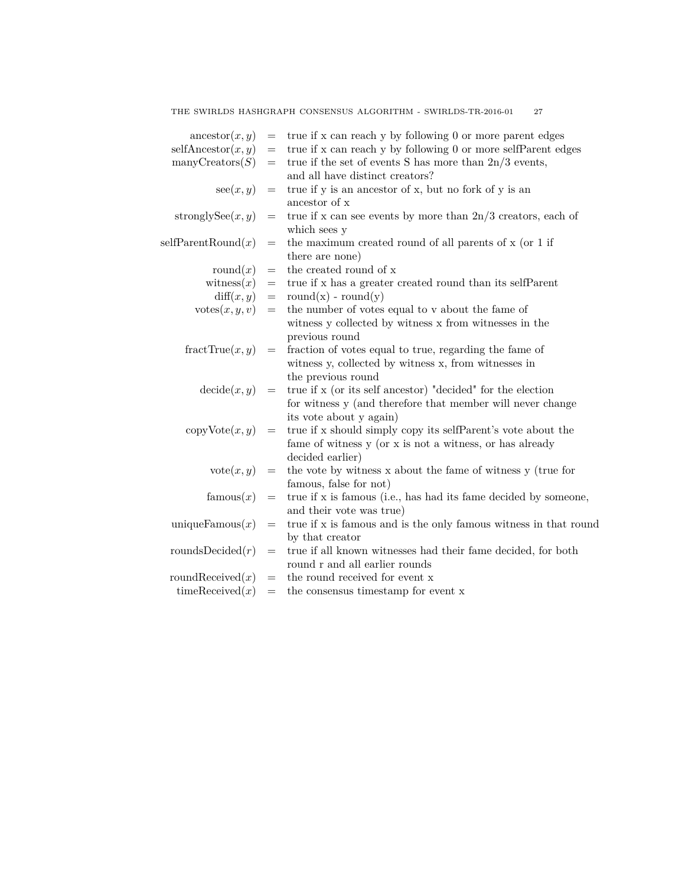| | | |
|---|---|---|
| $\text{ancestor}(x, y)$ | = | true if x can reach y by following 0 or more parent edges |
| $\text{selfAncestor}(x, y)$ | = | true if x can reach y by following 0 or more selfParent edges |
| $\text{manyCreators}(S)$ | = | true if the set of events S has more than 2n/3 events, and all have distinct creators? |
| $\text{see}(x, y)$ | = | true if y is an ancestor of x, but no fork of y is an ancestor of x |
| $\text{stronglySee}(x, y)$ | = | true if x can see events by more than 2n/3 creators, each of which sees y |
| $\text{selfParentRound}(x)$ | = | the maximum created round of all parents of x (or 1 if there are none) |
| $\text{round}(x)$ | = | the created round of x |
| $\text{witness}(x)$ | = | true if x has a greater created round than its selfParent |
| $\text{diff}(x, y)$ | = | round(x) - round(y) |
| $\text{votes}(x, y, v)$ | = | the number of votes equal to v about the fame of witness y collected by witness x from witnesses in the previous round |
| $\text{fractTrue}(x, y)$ | = | fraction of votes equal to true, regarding the fame of witness y, collected by witness x, from witnesses in the previous round |
| $\text{decide}(x, y)$ | = | true if x (or its self ancestor) "decided" for the election for witness y (and therefore that member will never change its vote about y again) |
| $\text{copyVote}(x, y)$ | = | true if x should simply copy its selfParent's vote about the fame of witness y (or x is not a witness, or has already decided earlier) |
| $\text{vote}(x, y)$ | = | the vote by witness x about the fame of witness y (true for famous, false for not) |
| $\text{famous}(x)$ | = | true if x is famous (i.e., has had its fame decided by someone, and their vote was true) |
| $\text{uniqueFamous}(x)$ | = | true if x is famous and is the only famous witness in that round by that creator |
| $\text{roundsDecided}(r)$ | = | true if all known witnesses had their fame decided, for both round r and all earlier rounds |
| $\text{roundReceived}(x)$ | = | the round received for event x |
| $\text{timeReceived}(x)$ | = | the consensus timestamp for event x |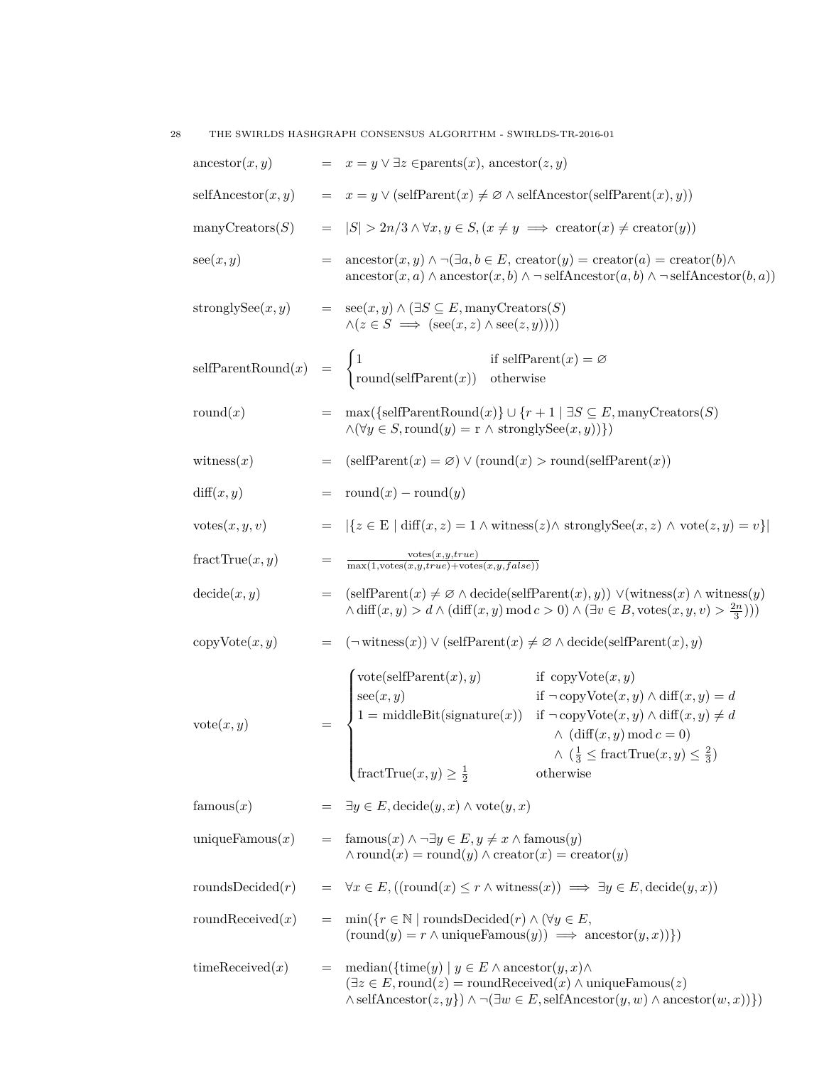$$\text{ancestor}(x, y) = x = y \vee \exists z \in \text{parents}(x),\ \text{ancestor}(z, y)$$

$$\text{selfAncestor}(x, y) = x = y \vee (\text{selfParent}(x) \neq \varnothing \wedge \text{selfAncestor}(\text{selfParent}(x), y))$$

$$\text{manyCreators}(S) = |S| > 2n/3 \wedge \forall x, y \in S, (x \neq y \implies \text{creator}(x) \neq \text{creator}(y))$$

$$\begin{aligned}\text{see}(x, y) = {} & \text{ancestor}(x, y) \wedge \neg(\exists a, b \in E,\ \text{creator}(y) = \text{creator}(a) = \text{creator}(b) \wedge \\ & \text{ancestor}(x, a) \wedge \text{ancestor}(x, b) \wedge \neg\,\text{selfAncestor}(a, b) \wedge \neg\,\text{selfAncestor}(b, a))\end{aligned}$$

$$\begin{aligned}\text{stronglySee}(x, y) = {} & \text{see}(x, y) \wedge (\exists S \subseteq E, \text{manyCreators}(S) \\ & \wedge (z \in S \implies (\text{see}(x, z) \wedge \text{see}(z, y))))\end{aligned}$$

$$\text{selfParentRound}(x) = \begin{cases} 1 & \text{if selfParent}(x) = \varnothing \\ \text{round}(\text{selfParent}(x)) & \text{otherwise} \end{cases}$$

$$\begin{aligned}\text{round}(x) = {} & \max(\{\text{selfParentRound}(x)\} \cup \{r + 1 \mid \exists S \subseteq E, \text{manyCreators}(S) \\ & \wedge (\forall y \in S, \text{round}(y) = \text{r} \wedge \text{stronglySee}(x, y))\})\end{aligned}$$

$$\text{witness}(x) = (\text{selfParent}(x) = \varnothing) \vee (\text{round}(x) > \text{round}(\text{selfParent}(x))$$

$$\text{diff}(x, y) = \text{round}(x) - \text{round}(y)$$

$$\text{votes}(x, y, v) = |\{z \in \text{E} \mid \text{diff}(x, z) = 1 \wedge \text{witness}(z) \wedge \text{stronglySee}(x, z) \wedge \text{vote}(z, y) = v\}|$$

$$\text{fractTrue}(x, y) = \frac{\text{votes}(x, y, true)}{\max(1, \text{votes}(x, y, true) + \text{votes}(x, y, false))}$$

$$\begin{aligned}\text{decide}(x, y) = {} & (\text{selfParent}(x) \neq \varnothing \wedge \text{decide}(\text{selfParent}(x), y)) \vee (\text{witness}(x) \wedge \text{witness}(y) \\ & \wedge \text{diff}(x, y) > d \wedge (\text{diff}(x, y) \bmod c > 0) \wedge (\exists v \in B, \text{votes}(x, y, v) > \tfrac{2n}{3})))\end{aligned}$$

$$\text{copyVote}(x, y) = (\neg\,\text{witness}(x)) \vee (\text{selfParent}(x) \neq \varnothing \wedge \text{decide}(\text{selfParent}(x), y)$$

$$\text{vote}(x, y) = \begin{cases} \text{vote}(\text{selfParent}(x), y) & \text{if copyVote}(x, y) \\ \text{see}(x, y) & \text{if } \neg\,\text{copyVote}(x, y) \wedge \text{diff}(x, y) = d \\ 1 = \text{middleBit}(\text{signature}(x)) & \text{if } \neg\,\text{copyVote}(x, y) \wedge \text{diff}(x, y) \neq d \\ & \quad \wedge\ (\text{diff}(x, y) \bmod c = 0) \\ & \quad \wedge\ (\frac{1}{3} \leq \text{fractTrue}(x, y) \leq \frac{2}{3}) \\ \text{fractTrue}(x, y) \geq \frac{1}{2} & \text{otherwise} \end{cases}$$

$$\text{famous}(x) = \exists y \in E, \text{decide}(y, x) \wedge \text{vote}(y, x)$$

$$\begin{aligned}\text{uniqueFamous}(x) = {} & \text{famous}(x) \wedge \neg\exists y \in E, y \neq x \wedge \text{famous}(y) \\ & \wedge \text{round}(x) = \text{round}(y) \wedge \text{creator}(x) = \text{creator}(y)\end{aligned}$$

$$\text{roundsDecided}(r) = \forall x \in E, ((\text{round}(x) \leq r \wedge \text{witness}(x)) \implies \exists y \in E, \text{decide}(y, x))$$

$$\begin{aligned}\text{roundReceived}(x) = {} & \min(\{r \in \mathbb{N} \mid \text{roundsDecided}(r) \wedge (\forall y \in E, \\ & (\text{round}(y) = r \wedge \text{uniqueFamous}(y)) \implies \text{ancestor}(y, x))\})\end{aligned}$$

$$\begin{aligned}\text{timeReceived}(x) = {} & \text{median}(\{\text{time}(y) \mid y \in E \wedge \text{ancestor}(y, x) \wedge \\ & (\exists z \in E, \text{round}(z) = \text{roundReceived}(x) \wedge \text{uniqueFamous}(z) \\ & \wedge \text{selfAncestor}(z, y\}) \wedge \neg(\exists w \in E, \text{selfAncestor}(y, w) \wedge \text{ancestor}(w, x))\})\end{aligned}$$